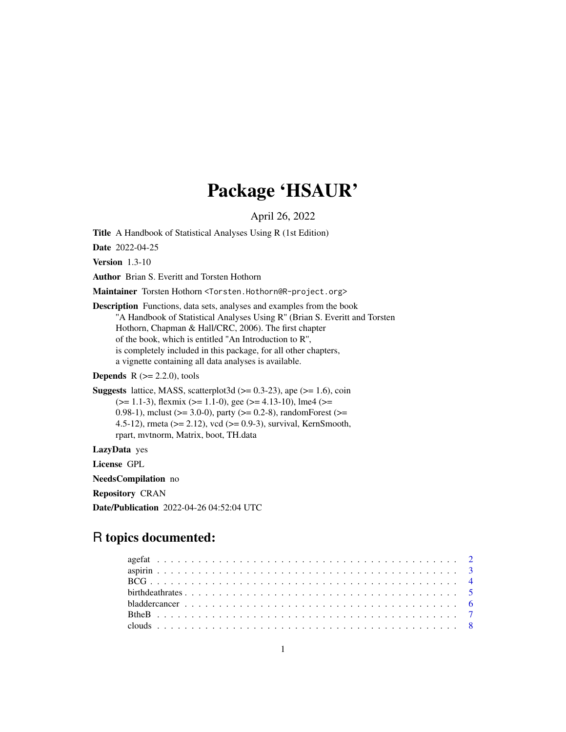# Package 'HSAUR'

April 26, 2022

**Title** A Handbook of Statistical Analyses Using R (1st Edition)

**Date** 2022-04-25

**Version** 1.3-10

**Author** Brian S. Everitt and Torsten Hothorn

**Maintainer** Torsten Hothorn <Torsten.Hothorn@R-project.org>

**Description** Functions, data sets, analyses and examples from the book "A Handbook of Statistical Analyses Using R" (Brian S. Everitt and Torsten Hothorn, Chapman & Hall/CRC, 2006). The first chapter of the book, which is entitled "An Introduction to R", is completely included in this package, for all other chapters, a vignette containing all data analyses is available.

**Depends** R (>= 2.2.0), tools

**Suggests** lattice, MASS, scatterplot3d (>= 0.3-23), ape (>= 1.6), coin (>= 1.1-3), flexmix (>= 1.1-0), gee (>= 4.13-10), lme4 (>= 0.98-1), mclust (>= 3.0-0), party (>= 0.2-8), randomForest (>= 4.5-12), rmeta (>= 2.12), vcd (>= 0.9-3), survival, KernSmooth, rpart, mvtnorm, Matrix, boot, TH.data

**LazyData** yes

**License** GPL

**NeedsCompilation** no

**Repository** CRAN

**Date/Publication** 2022-04-26 04:52:04 UTC

## R topics documented:

| | |
|---|---|
| agefat | 2 |
| aspirin | 3 |
| BCG | 4 |
| birthdeathrates | 5 |
| bladdercancer | 6 |
| BtheB | 7 |
| clouds | 8 |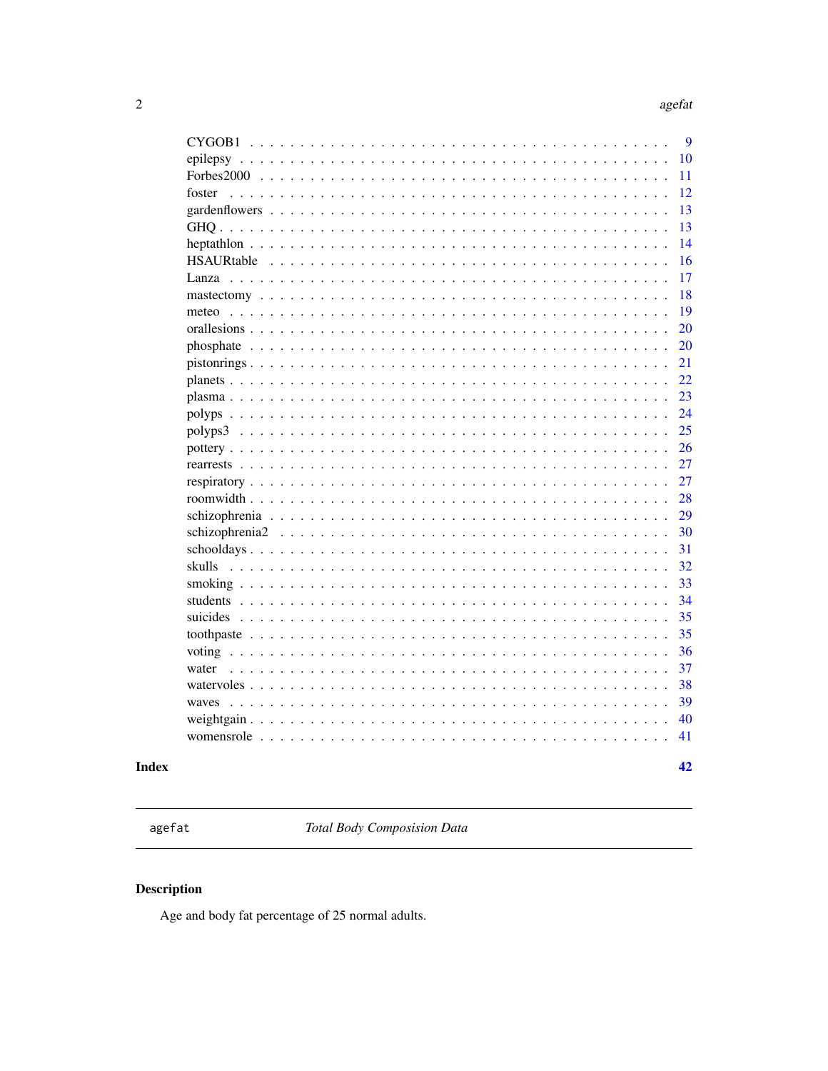| | |
|---|---|
| CYGOB1 | 9 |
| epilepsy | 10 |
| Forbes2000 | 11 |
| foster | 12 |
| gardenflowers | 13 |
| GHQ | 13 |
| heptathlon | 14 |
| HSAURtable | 16 |
| Lanza | 17 |
| mastectomy | 18 |
| meteo | 19 |
| orallesions | 20 |
| phosphate | 20 |
| pistonrings | 21 |
| planets | 22 |
| plasma | 23 |
| polyps | 24 |
| polyps3 | 25 |
| pottery | 26 |
| rearrests | 27 |
| respiratory | 27 |
| roomwidth | 28 |
| schizophrenia | 29 |
| schizophrenia2 | 30 |
| schooldays | 31 |
| skulls | 32 |
| smoking | 33 |
| students | 34 |
| suicides | 35 |
| toothpaste | 35 |
| voting | 36 |
| water | 37 |
| watervoles | 38 |
| waves | 39 |
| weightgain | 40 |
| womensrole | 41 |

**Index** **42**

---

`agefat` *Total Body Composision Data*

---

## Description

Age and body fat percentage of 25 normal adults.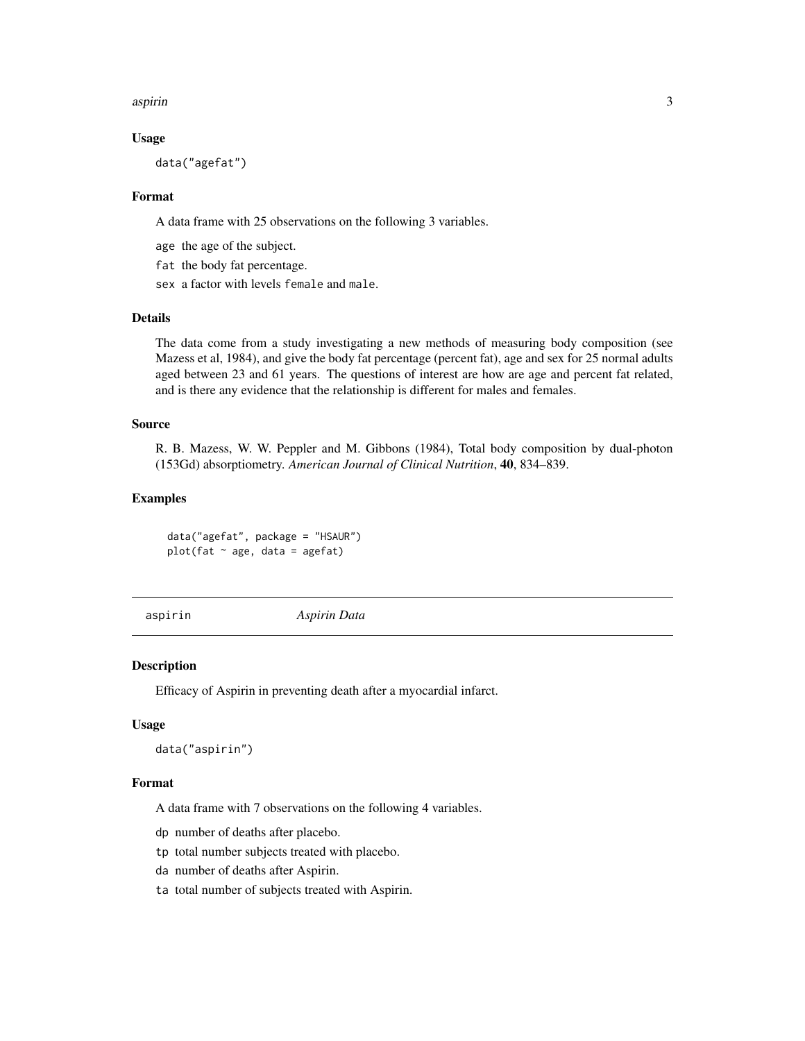### Usage

```
data("agefat")
```

### Format

A data frame with 25 observations on the following 3 variables.

- `age` the age of the subject.
- `fat` the body fat percentage.
- `sex` a factor with levels `female` and `male`.

### Details

The data come from a study investigating a new methods of measuring body composition (see Mazess et al, 1984), and give the body fat percentage (percent fat), age and sex for 25 normal adults aged between 23 and 61 years. The questions of interest are how are age and percent fat related, and is there any evidence that the relationship is different for males and females.

### Source

R. B. Mazess, W. W. Peppler and M. Gibbons (1984), Total body composition by dual-photon (153Gd) absorptiometry. *American Journal of Clinical Nutrition*, **40**, 834–839.

### Examples

```
data("agefat", package = "HSAUR")
plot(fat ~ age, data = agefat)
```

---

## aspirin *Aspirin Data*

---

### Description

Efficacy of Aspirin in preventing death after a myocardial infarct.

### Usage

```
data("aspirin")
```

### Format

A data frame with 7 observations on the following 4 variables.

- `dp` number of deaths after placebo.
- `tp` total number subjects treated with placebo.
- `da` number of deaths after Aspirin.
- `ta` total number of subjects treated with Aspirin.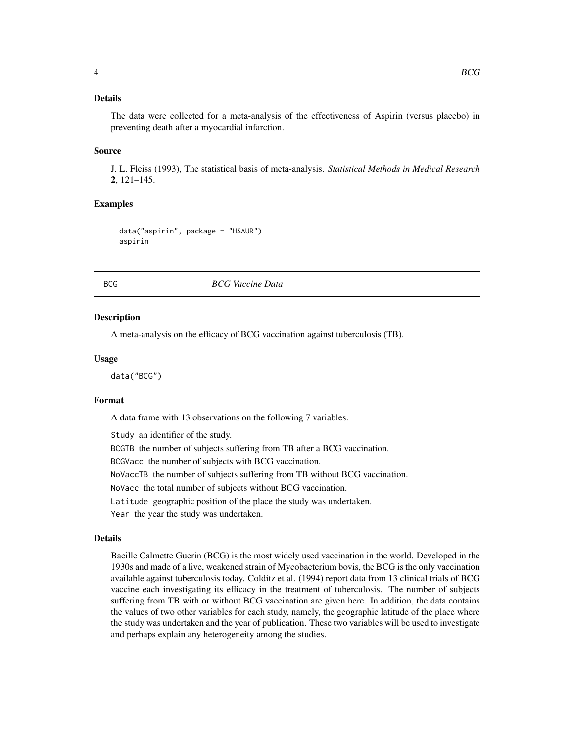### Details

The data were collected for a meta-analysis of the effectiveness of Aspirin (versus placebo) in preventing death after a myocardial infarction.

### Source

J. L. Fleiss (1993), The statistical basis of meta-analysis. *Statistical Methods in Medical Research* **2**, 121–145.

### Examples

```
data("aspirin", package = "HSAUR")
aspirin
```

---

## BCG    *BCG Vaccine Data*

---

### Description

A meta-analysis on the efficacy of BCG vaccination against tuberculosis (TB).

### Usage

```
data("BCG")
```

### Format

A data frame with 13 observations on the following 7 variables.

`Study` an identifier of the study.

`BCGTB` the number of subjects suffering from TB after a BCG vaccination.

`BCGVacc` the number of subjects with BCG vaccination.

`NoVaccTB` the number of subjects suffering from TB without BCG vaccination.

`NoVacc` the total number of subjects without BCG vaccination.

`Latitude` geographic position of the place the study was undertaken.

`Year` the year the study was undertaken.

### Details

Bacille Calmette Guerin (BCG) is the most widely used vaccination in the world. Developed in the 1930s and made of a live, weakened strain of Mycobacterium bovis, the BCG is the only vaccination available against tuberculosis today. Colditz et al. (1994) report data from 13 clinical trials of BCG vaccine each investigating its efficacy in the treatment of tuberculosis. The number of subjects suffering from TB with or without BCG vaccination are given here. In addition, the data contains the values of two other variables for each study, namely, the geographic latitude of the place where the study was undertaken and the year of publication. These two variables will be used to investigate and perhaps explain any heterogeneity among the studies.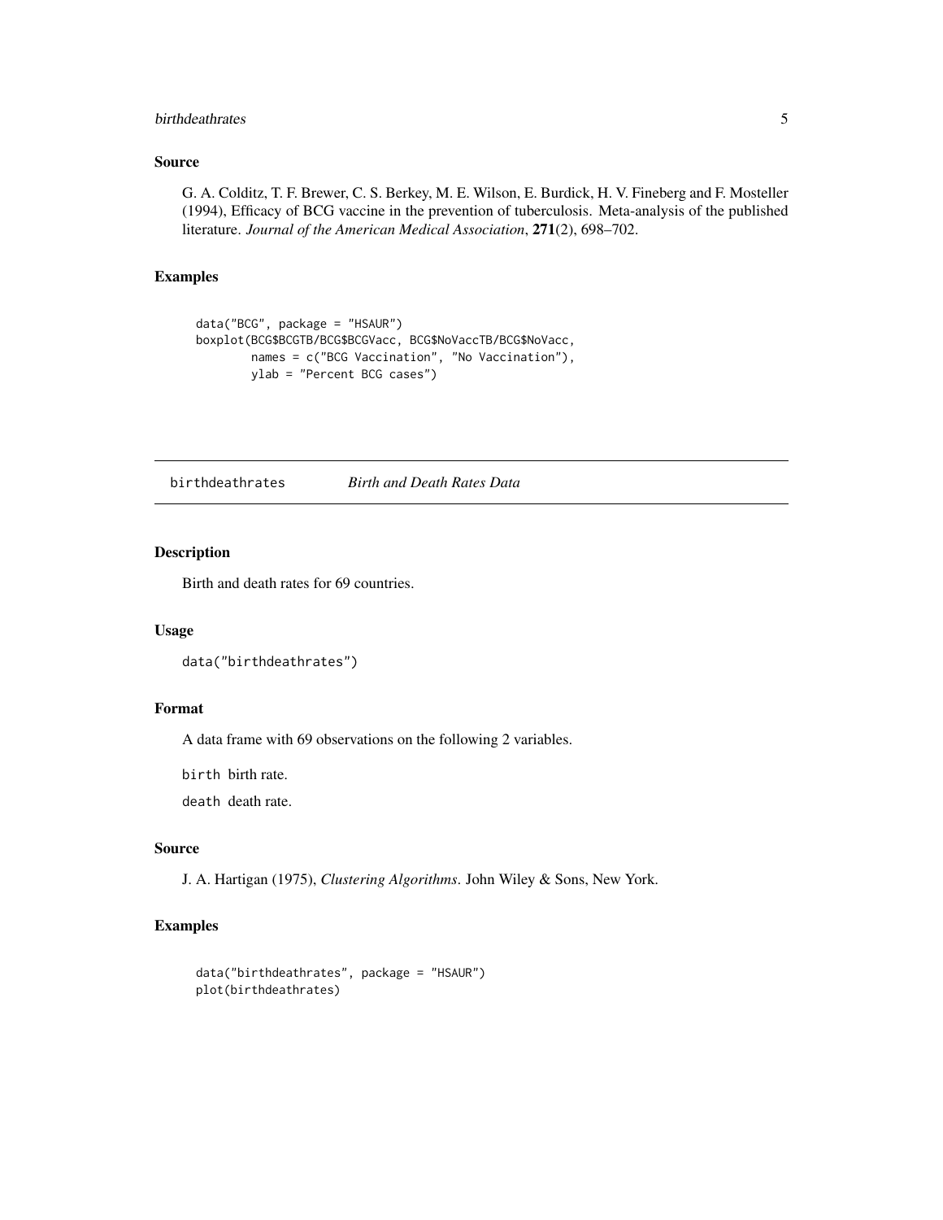## Source

G. A. Colditz, T. F. Brewer, C. S. Berkey, M. E. Wilson, E. Burdick, H. V. Fineberg and F. Mosteller (1994), Efficacy of BCG vaccine in the prevention of tuberculosis. Meta-analysis of the published literature. *Journal of the American Medical Association*, **271**(2), 698–702.

## Examples

```
data("BCG", package = "HSAUR")
boxplot(BCG$BCGTB/BCG$BCGVacc, BCG$NoVaccTB/BCG$NoVacc,
        names = c("BCG Vaccination", "No Vaccination"),
        ylab = "Percent BCG cases")
```

---

# birthdeathrates *Birth and Death Rates Data*

---

## Description

Birth and death rates for 69 countries.

## Usage

```
data("birthdeathrates")
```

## Format

A data frame with 69 observations on the following 2 variables.

`birth` birth rate.

`death` death rate.

## Source

J. A. Hartigan (1975), *Clustering Algorithms*. John Wiley & Sons, New York.

## Examples

```
data("birthdeathrates", package = "HSAUR")
plot(birthdeathrates)
```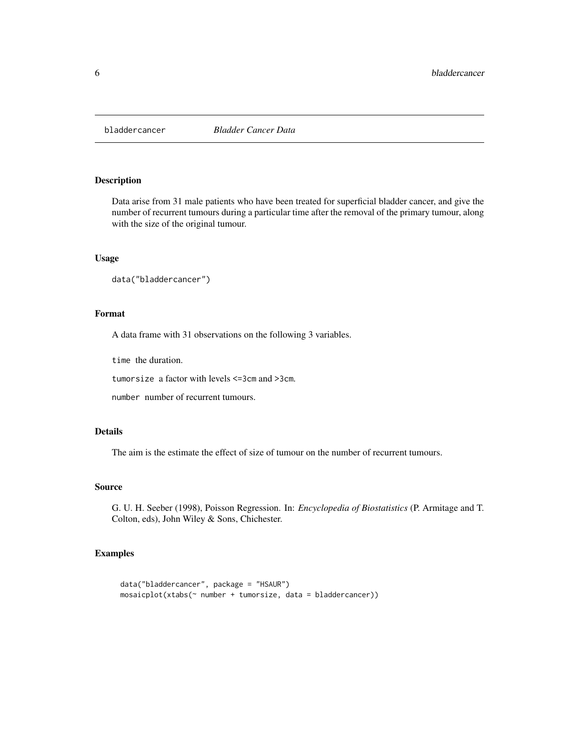# bladdercancer *Bladder Cancer Data*

## Description

Data arise from 31 male patients who have been treated for superficial bladder cancer, and give the number of recurrent tumours during a particular time after the removal of the primary tumour, along with the size of the original tumour.

## Usage

```
data("bladdercancer")
```

## Format

A data frame with 31 observations on the following 3 variables.

`time` the duration.

`tumorsize` a factor with levels `<=3cm` and `>3cm`.

`number` number of recurrent tumours.

## Details

The aim is the estimate the effect of size of tumour on the number of recurrent tumours.

## Source

G. U. H. Seeber (1998), Poisson Regression. In: *Encyclopedia of Biostatistics* (P. Armitage and T. Colton, eds), John Wiley & Sons, Chichester.

## Examples

```
data("bladdercancer", package = "HSAUR")
mosaicplot(xtabs(~ number + tumorsize, data = bladdercancer))
```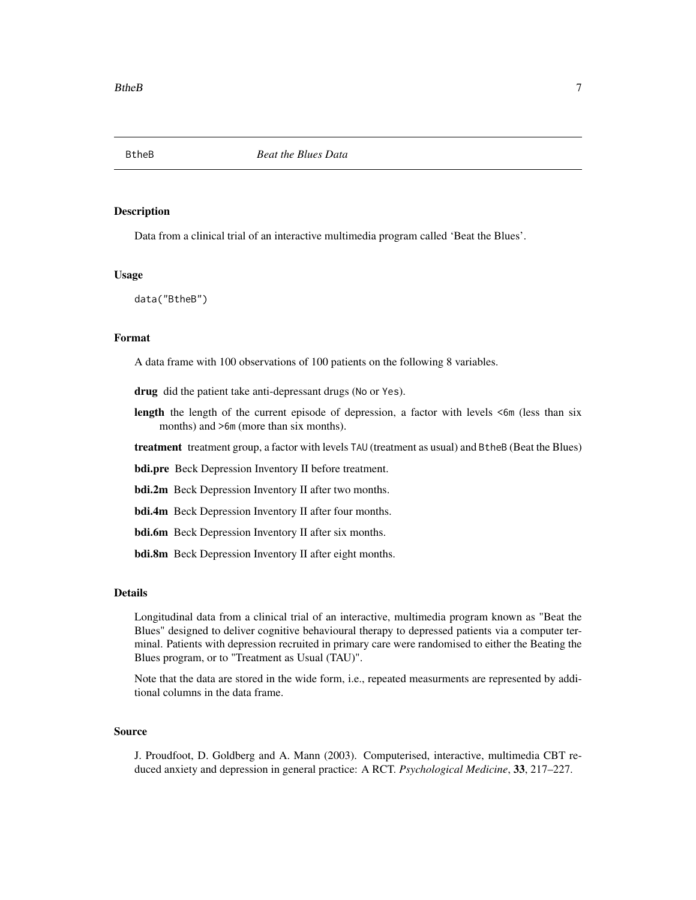# BtheB — *Beat the Blues Data*

## Description

Data from a clinical trial of an interactive multimedia program called 'Beat the Blues'.

## Usage

```
data("BtheB")
```

## Format

A data frame with 100 observations of 100 patients on the following 8 variables.

**drug** did the patient take anti-depressant drugs (`No` or `Yes`).

**length** the length of the current episode of depression, a factor with levels `<6m` (less than six months) and `>6m` (more than six months).

**treatment** treatment group, a factor with levels `TAU` (treatment as usual) and `BtheB` (Beat the Blues)

**bdi.pre** Beck Depression Inventory II before treatment.

**bdi.2m** Beck Depression Inventory II after two months.

**bdi.4m** Beck Depression Inventory II after four months.

**bdi.6m** Beck Depression Inventory II after six months.

**bdi.8m** Beck Depression Inventory II after eight months.

## Details

Longitudinal data from a clinical trial of an interactive, multimedia program known as "Beat the Blues" designed to deliver cognitive behavioural therapy to depressed patients via a computer terminal. Patients with depression recruited in primary care were randomised to either the Beating the Blues program, or to "Treatment as Usual (TAU)".

Note that the data are stored in the wide form, i.e., repeated measurments are represented by additional columns in the data frame.

## Source

J. Proudfoot, D. Goldberg and A. Mann (2003). Computerised, interactive, multimedia CBT reduced anxiety and depression in general practice: A RCT. *Psychological Medicine*, **33**, 217–227.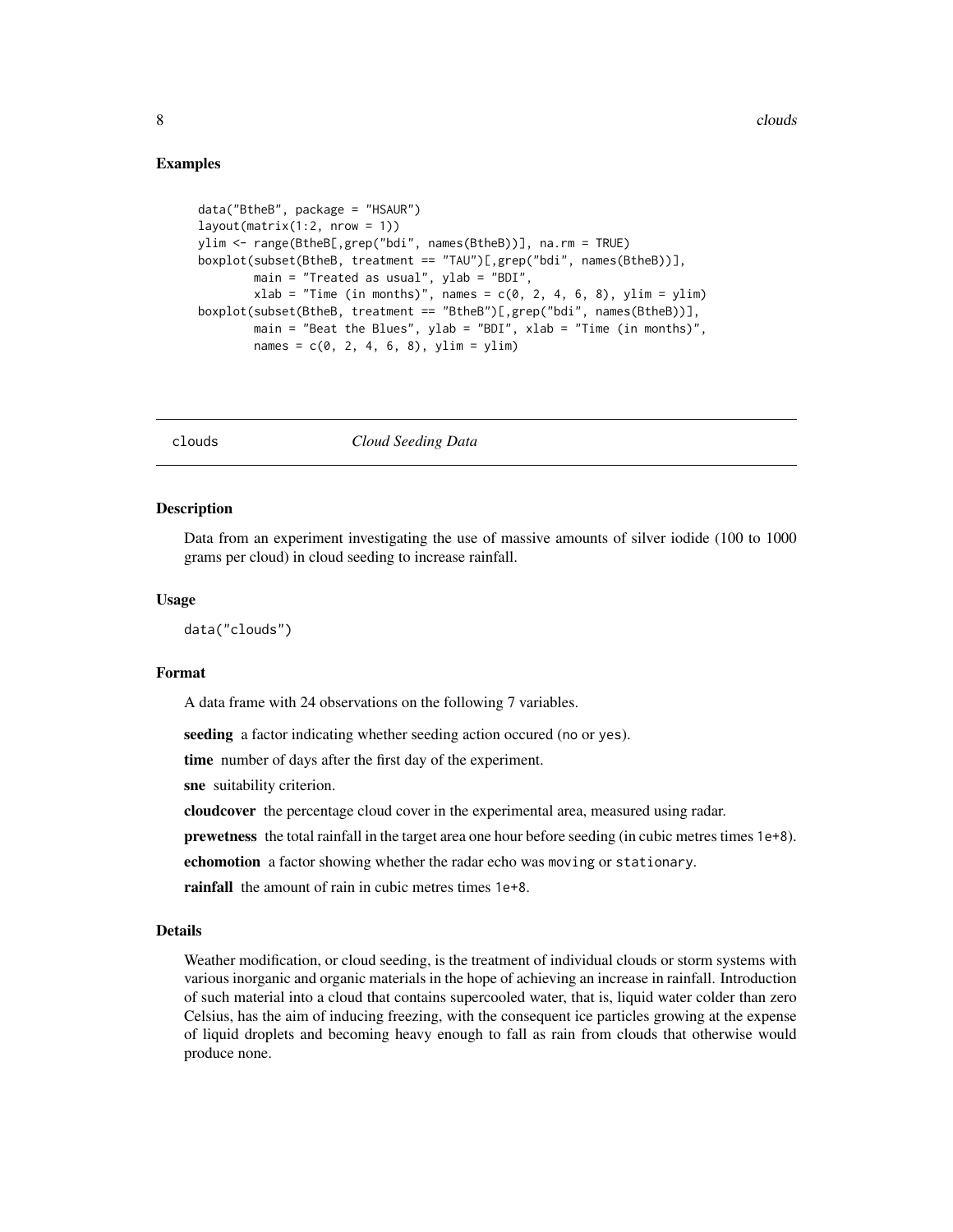## Examples

```
data("BtheB", package = "HSAUR")
layout(matrix(1:2, nrow = 1))
ylim <- range(BtheB[,grep("bdi", names(BtheB))], na.rm = TRUE)
boxplot(subset(BtheB, treatment == "TAU")[,grep("bdi", names(BtheB))],
        main = "Treated as usual", ylab = "BDI",
        xlab = "Time (in months)", names = c(0, 2, 4, 6, 8), ylim = ylim)
boxplot(subset(BtheB, treatment == "BtheB")[,grep("bdi", names(BtheB))],
        main = "Beat the Blues", ylab = "BDI", xlab = "Time (in months)",
        names = c(0, 2, 4, 6, 8), ylim = ylim)
```

---

# clouds — *Cloud Seeding Data*

---

## Description

Data from an experiment investigating the use of massive amounts of silver iodide (100 to 1000 grams per cloud) in cloud seeding to increase rainfall.

## Usage

```
data("clouds")
```

## Format

A data frame with 24 observations on the following 7 variables.

**seeding** a factor indicating whether seeding action occured (`no` or `yes`).

**time** number of days after the first day of the experiment.

**sne** suitability criterion.

**cloudcover** the percentage cloud cover in the experimental area, measured using radar.

**prewetness** the total rainfall in the target area one hour before seeding (in cubic metres times `1e+8`).

**echomotion** a factor showing whether the radar echo was `moving` or `stationary`.

**rainfall** the amount of rain in cubic metres times `1e+8`.

## Details

Weather modification, or cloud seeding, is the treatment of individual clouds or storm systems with various inorganic and organic materials in the hope of achieving an increase in rainfall. Introduction of such material into a cloud that contains supercooled water, that is, liquid water colder than zero Celsius, has the aim of inducing freezing, with the consequent ice particles growing at the expense of liquid droplets and becoming heavy enough to fall as rain from clouds that otherwise would produce none.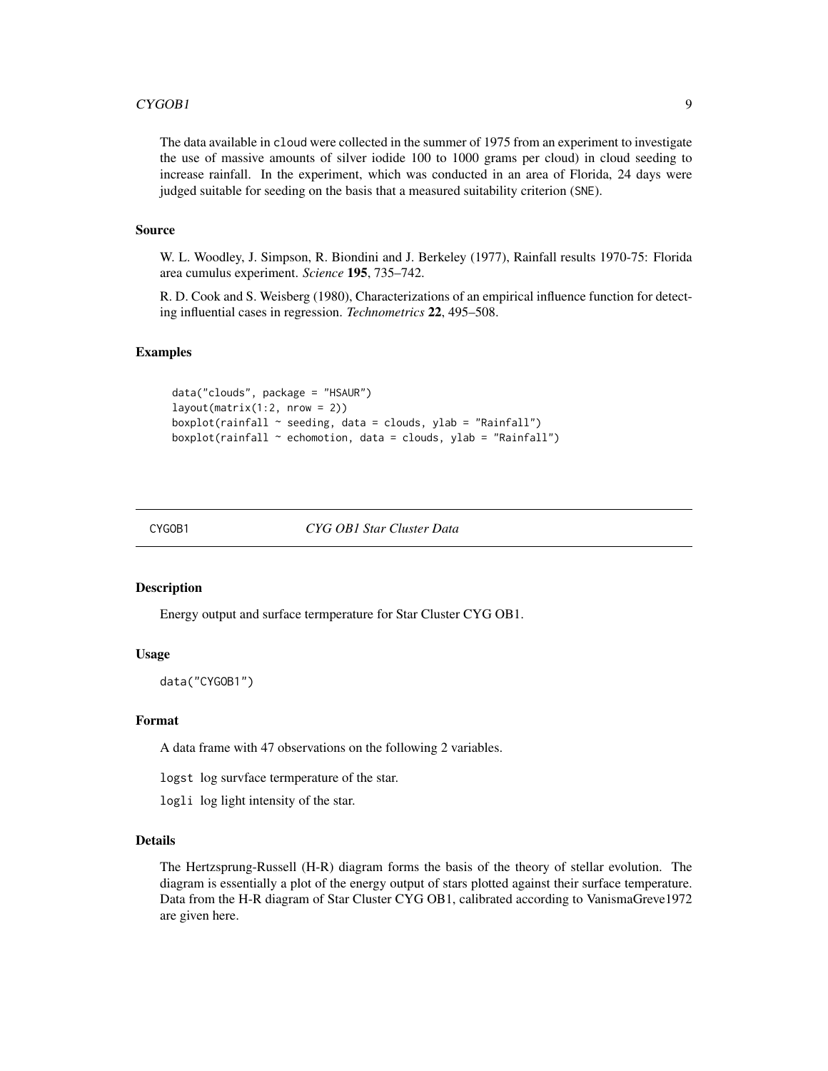The data available in cloud were collected in the summer of 1975 from an experiment to investigate the use of massive amounts of silver iodide 100 to 1000 grams per cloud) in cloud seeding to increase rainfall. In the experiment, which was conducted in an area of Florida, 24 days were judged suitable for seeding on the basis that a measured suitability criterion (SNE).

### Source

W. L. Woodley, J. Simpson, R. Biondini and J. Berkeley (1977), Rainfall results 1970-75: Florida area cumulus experiment. *Science* **195**, 735–742.

R. D. Cook and S. Weisberg (1980), Characterizations of an empirical influence function for detecting influential cases in regression. *Technometrics* **22**, 495–508.

### Examples

```
data("clouds", package = "HSAUR")
layout(matrix(1:2, nrow = 2))
boxplot(rainfall ~ seeding, data = clouds, ylab = "Rainfall")
boxplot(rainfall ~ echomotion, data = clouds, ylab = "Rainfall")
```

---

## CYGOB1 — *CYG OB1 Star Cluster Data*

### Description

Energy output and surface termperature for Star Cluster CYG OB1.

### Usage

```
data("CYGOB1")
```

### Format

A data frame with 47 observations on the following 2 variables.

logst log survface termperature of the star.

logli log light intensity of the star.

### Details

The Hertzsprung-Russell (H-R) diagram forms the basis of the theory of stellar evolution. The diagram is essentially a plot of the energy output of stars plotted against their surface temperature. Data from the H-R diagram of Star Cluster CYG OB1, calibrated according to VanismaGreve1972 are given here.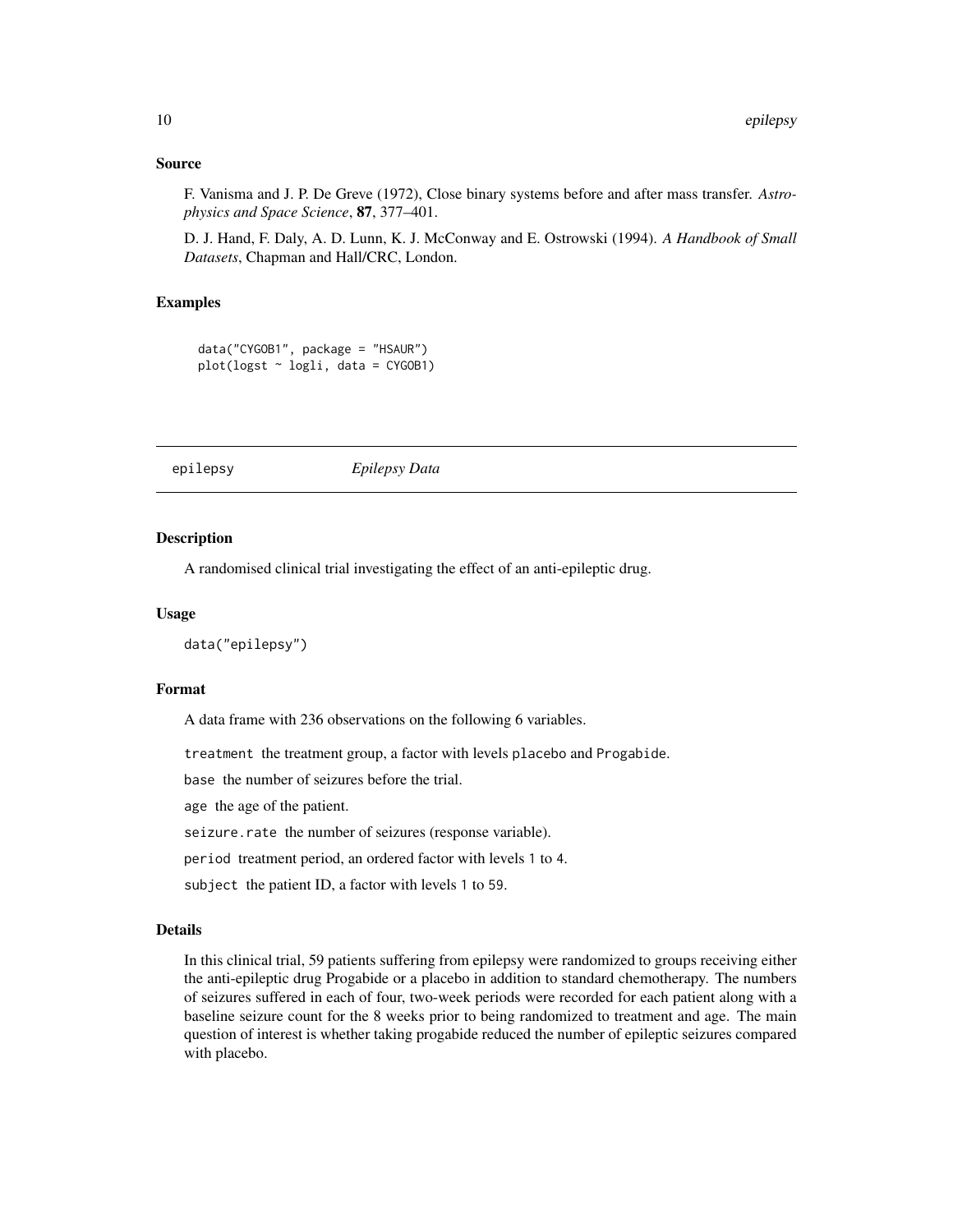### Source

F. Vanisma and J. P. De Greve (1972), Close binary systems before and after mass transfer. *Astrophysics and Space Science*, **87**, 377–401.

D. J. Hand, F. Daly, A. D. Lunn, K. J. McConway and E. Ostrowski (1994). *A Handbook of Small Datasets*, Chapman and Hall/CRC, London.

### Examples

```
data("CYGOB1", package = "HSAUR")
plot(logst ~ logli, data = CYGOB1)
```

---

## epilepsy *Epilepsy Data*

---

### Description

A randomised clinical trial investigating the effect of an anti-epileptic drug.

### Usage

```
data("epilepsy")
```

### Format

A data frame with 236 observations on the following 6 variables.

`treatment` the treatment group, a factor with levels `placebo` and `Progabide`.

`base` the number of seizures before the trial.

`age` the age of the patient.

`seizure.rate` the number of seizures (response variable).

`period` treatment period, an ordered factor with levels `1` to `4`.

`subject` the patient ID, a factor with levels `1` to `59`.

### Details

In this clinical trial, 59 patients suffering from epilepsy were randomized to groups receiving either the anti-epileptic drug Progabide or a placebo in addition to standard chemotherapy. The numbers of seizures suffered in each of four, two-week periods were recorded for each patient along with a baseline seizure count for the 8 weeks prior to being randomized to treatment and age. The main question of interest is whether taking progabide reduced the number of epileptic seizures compared with placebo.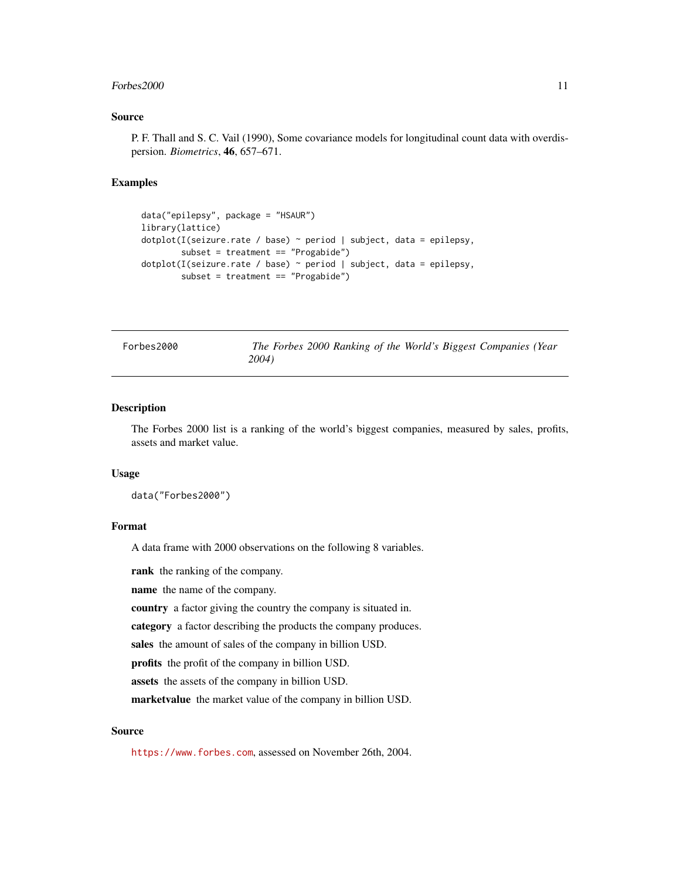### Source

P. F. Thall and S. C. Vail (1990), Some covariance models for longitudinal count data with overdispersion. *Biometrics*, **46**, 657–671.

### Examples

```
data("epilepsy", package = "HSAUR")
library(lattice)
dotplot(I(seizure.rate / base) ~ period | subject, data = epilepsy,
        subset = treatment == "Progabide")
dotplot(I(seizure.rate / base) ~ period | subject, data = epilepsy,
        subset = treatment == "Progabide")
```

---

## Forbes2000 — *The Forbes 2000 Ranking of the World's Biggest Companies (Year 2004)*

---

### Description

The Forbes 2000 list is a ranking of the world's biggest companies, measured by sales, profits, assets and market value.

### Usage

```
data("Forbes2000")
```

### Format

A data frame with 2000 observations on the following 8 variables.

**rank** the ranking of the company.

**name** the name of the company.

**country** a factor giving the country the company is situated in.

**category** a factor describing the products the company produces.

**sales** the amount of sales of the company in billion USD.

**profits** the profit of the company in billion USD.

**assets** the assets of the company in billion USD.

**marketvalue** the market value of the company in billion USD.

### Source

https://www.forbes.com, assessed on November 26th, 2004.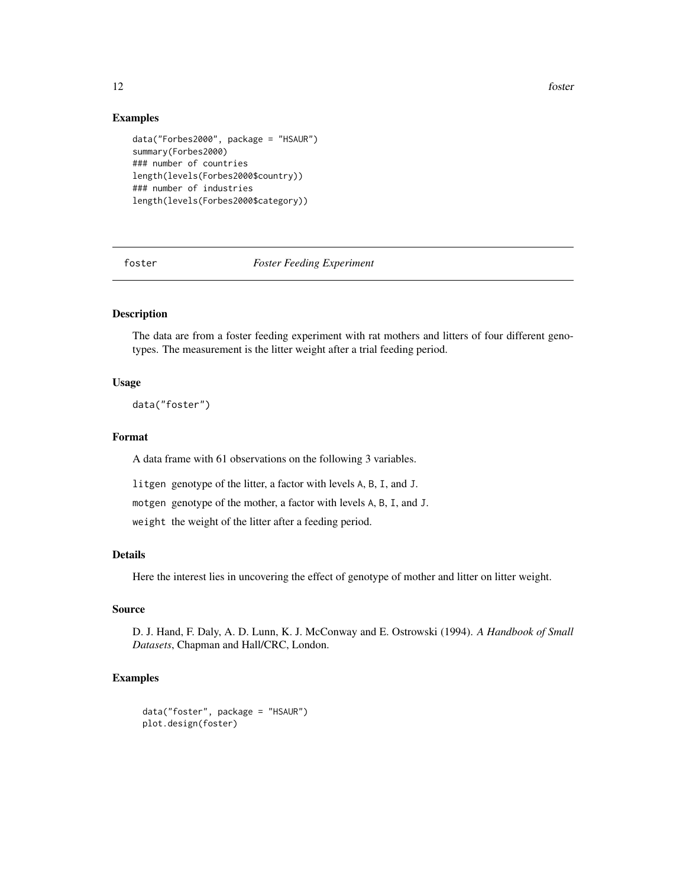## Examples

```
data("Forbes2000", package = "HSAUR")
summary(Forbes2000)
### number of countries
length(levels(Forbes2000$country))
### number of industries
length(levels(Forbes2000$category))
```

---

# foster *Foster Feeding Experiment*

---

## Description

The data are from a foster feeding experiment with rat mothers and litters of four different genotypes. The measurement is the litter weight after a trial feeding period.

## Usage

```
data("foster")
```

## Format

A data frame with 61 observations on the following 3 variables.

`litgen` genotype of the litter, a factor with levels `A`, `B`, `I`, and `J`.

`motgen` genotype of the mother, a factor with levels `A`, `B`, `I`, and `J`.

`weight` the weight of the litter after a feeding period.

## Details

Here the interest lies in uncovering the effect of genotype of mother and litter on litter weight.

## Source

D. J. Hand, F. Daly, A. D. Lunn, K. J. McConway and E. Ostrowski (1994). *A Handbook of Small Datasets*, Chapman and Hall/CRC, London.

## Examples

```
data("foster", package = "HSAUR")
plot.design(foster)
```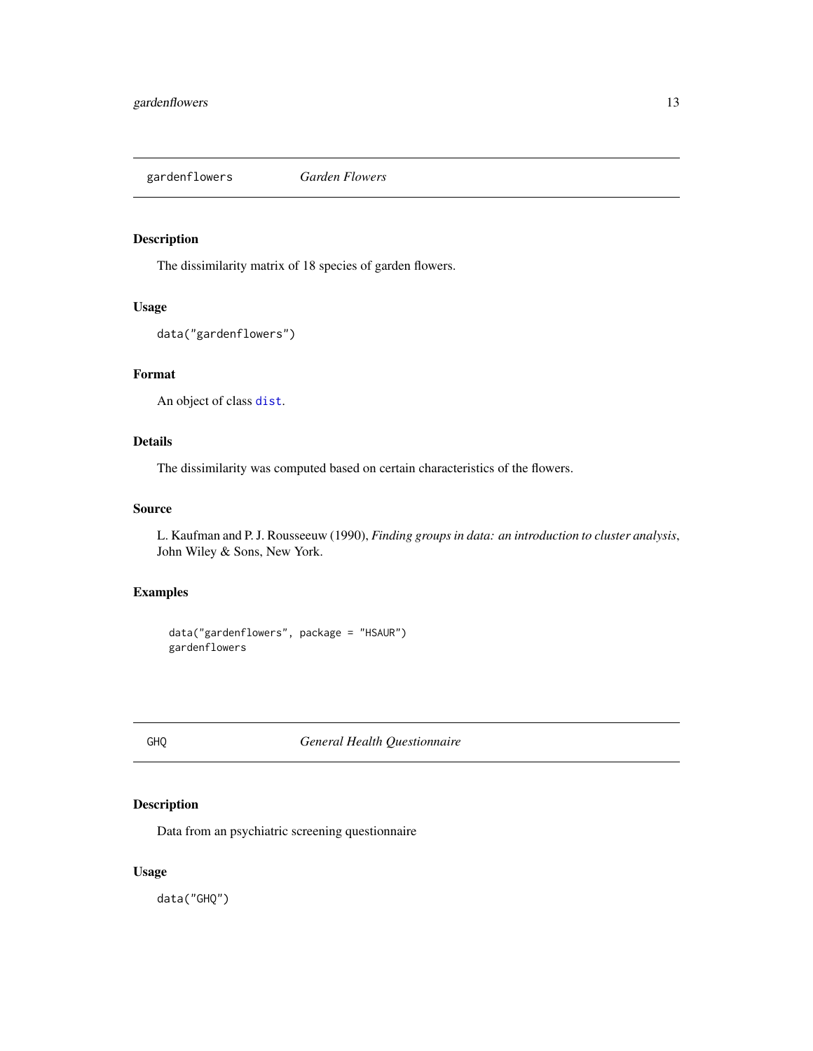## gardenflowers *Garden Flowers*

### Description

The dissimilarity matrix of 18 species of garden flowers.

### Usage

```
data("gardenflowers")
```

### Format

An object of class `dist`.

### Details

The dissimilarity was computed based on certain characteristics of the flowers.

### Source

L. Kaufman and P. J. Rousseeuw (1990), *Finding groups in data: an introduction to cluster analysis*, John Wiley & Sons, New York.

### Examples

```
data("gardenflowers", package = "HSAUR")
gardenflowers
```

## GHQ *General Health Questionnaire*

### Description

Data from an psychiatric screening questionnaire

### Usage

```
data("GHQ")
```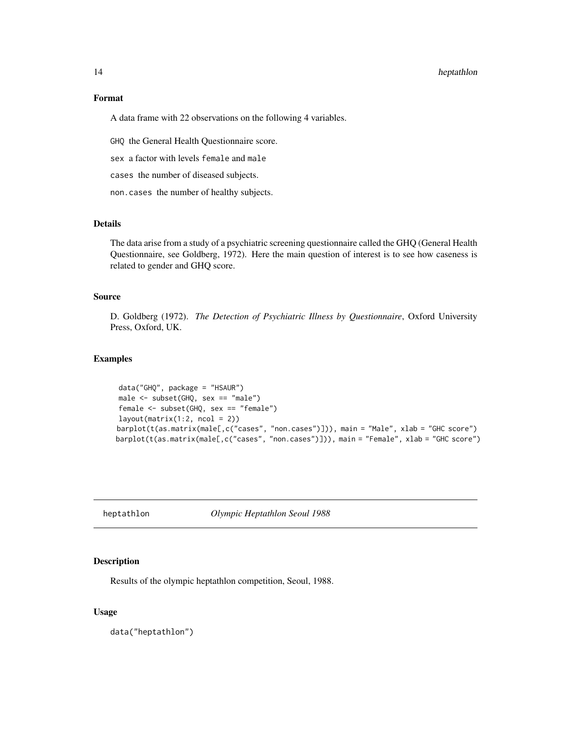### Format

A data frame with 22 observations on the following 4 variables.

`GHQ` the General Health Questionnaire score.

`sex` a factor with levels `female` and `male`

`cases` the number of diseased subjects.

`non.cases` the number of healthy subjects.

### Details

The data arise from a study of a psychiatric screening questionnaire called the GHQ (General Health Questionnaire, see Goldberg, 1972). Here the main question of interest is to see how caseness is related to gender and GHQ score.

### Source

D. Goldberg (1972). *The Detection of Psychiatric Illness by Questionnaire*, Oxford University Press, Oxford, UK.

### Examples

```
 data("GHQ", package = "HSAUR")
 male <- subset(GHQ, sex == "male")
 female <- subset(GHQ, sex == "female")
 layout(matrix(1:2, ncol = 2))
barplot(t(as.matrix(male[,c("cases", "non.cases")])), main = "Male", xlab = "GHC score")
barplot(t(as.matrix(male[,c("cases", "non.cases")])), main = "Female", xlab = "GHC score")
```

---

## heptathlon — *Olympic Heptathlon Seoul 1988*

### Description

Results of the olympic heptathlon competition, Seoul, 1988.

### Usage

```
data("heptathlon")
```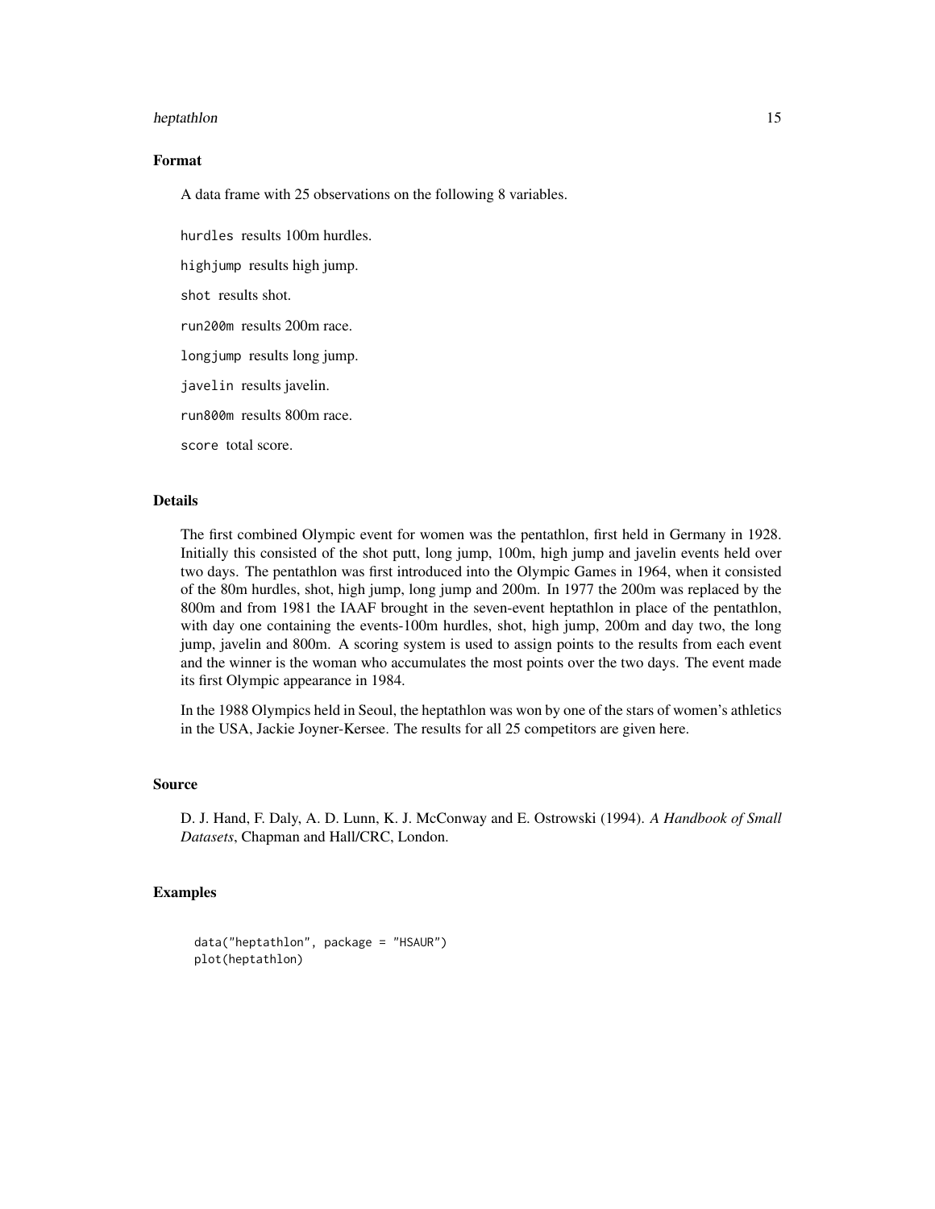## Format

A data frame with 25 observations on the following 8 variables.

`hurdles` results 100m hurdles.

`highjump` results high jump.

`shot` results shot.

`run200m` results 200m race.

`longjump` results long jump.

`javelin` results javelin.

`run800m` results 800m race.

`score` total score.

## Details

The first combined Olympic event for women was the pentathlon, first held in Germany in 1928. Initially this consisted of the shot putt, long jump, 100m, high jump and javelin events held over two days. The pentathlon was first introduced into the Olympic Games in 1964, when it consisted of the 80m hurdles, shot, high jump, long jump and 200m. In 1977 the 200m was replaced by the 800m and from 1981 the IAAF brought in the seven-event heptathlon in place of the pentathlon, with day one containing the events-100m hurdles, shot, high jump, 200m and day two, the long jump, javelin and 800m. A scoring system is used to assign points to the results from each event and the winner is the woman who accumulates the most points over the two days. The event made its first Olympic appearance in 1984.

In the 1988 Olympics held in Seoul, the heptathlon was won by one of the stars of women's athletics in the USA, Jackie Joyner-Kersee. The results for all 25 competitors are given here.

## Source

D. J. Hand, F. Daly, A. D. Lunn, K. J. McConway and E. Ostrowski (1994). *A Handbook of Small Datasets*, Chapman and Hall/CRC, London.

## Examples

```
data("heptathlon", package = "HSAUR")
plot(heptathlon)
```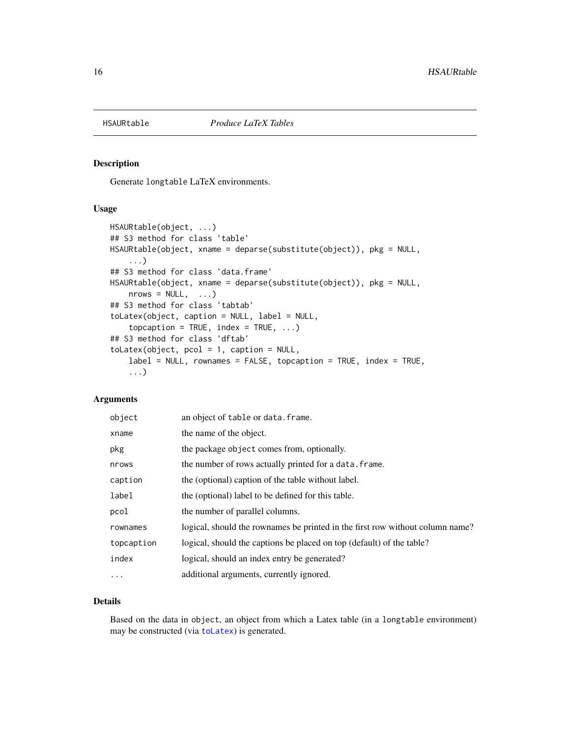HSAURtable *Produce LaTeX Tables*

## Description

Generate longtable LaTeX environments.

## Usage

```
HSAURtable(object, ...)
## S3 method for class 'table'
HSAURtable(object, xname = deparse(substitute(object)), pkg = NULL,
    ...)
## S3 method for class 'data.frame'
HSAURtable(object, xname = deparse(substitute(object)), pkg = NULL,
    nrows = NULL,  ...)
## S3 method for class 'tabtab'
toLatex(object, caption = NULL, label = NULL,
    topcaption = TRUE, index = TRUE, ...)
## S3 method for class 'dftab'
toLatex(object, pcol = 1, caption = NULL,
    label = NULL, rownames = FALSE, topcaption = TRUE, index = TRUE,
    ...)
```

## Arguments

| | |
|---|---|
| object | an object of table or data.frame. |
| xname | the name of the object. |
| pkg | the package object comes from, optionally. |
| nrows | the number of rows actually printed for a data.frame. |
| caption | the (optional) caption of the table without label. |
| label | the (optional) label to be defined for this table. |
| pcol | the number of parallel columns. |
| rownames | logical, should the rownames be printed in the first row without column name? |
| topcaption | logical, should the captions be placed on top (default) of the table? |
| index | logical, should an index entry be generated? |
| ... | additional arguments, currently ignored. |

## Details

Based on the data in object, an object from which a Latex table (in a longtable environment) may be constructed (via toLatex) is generated.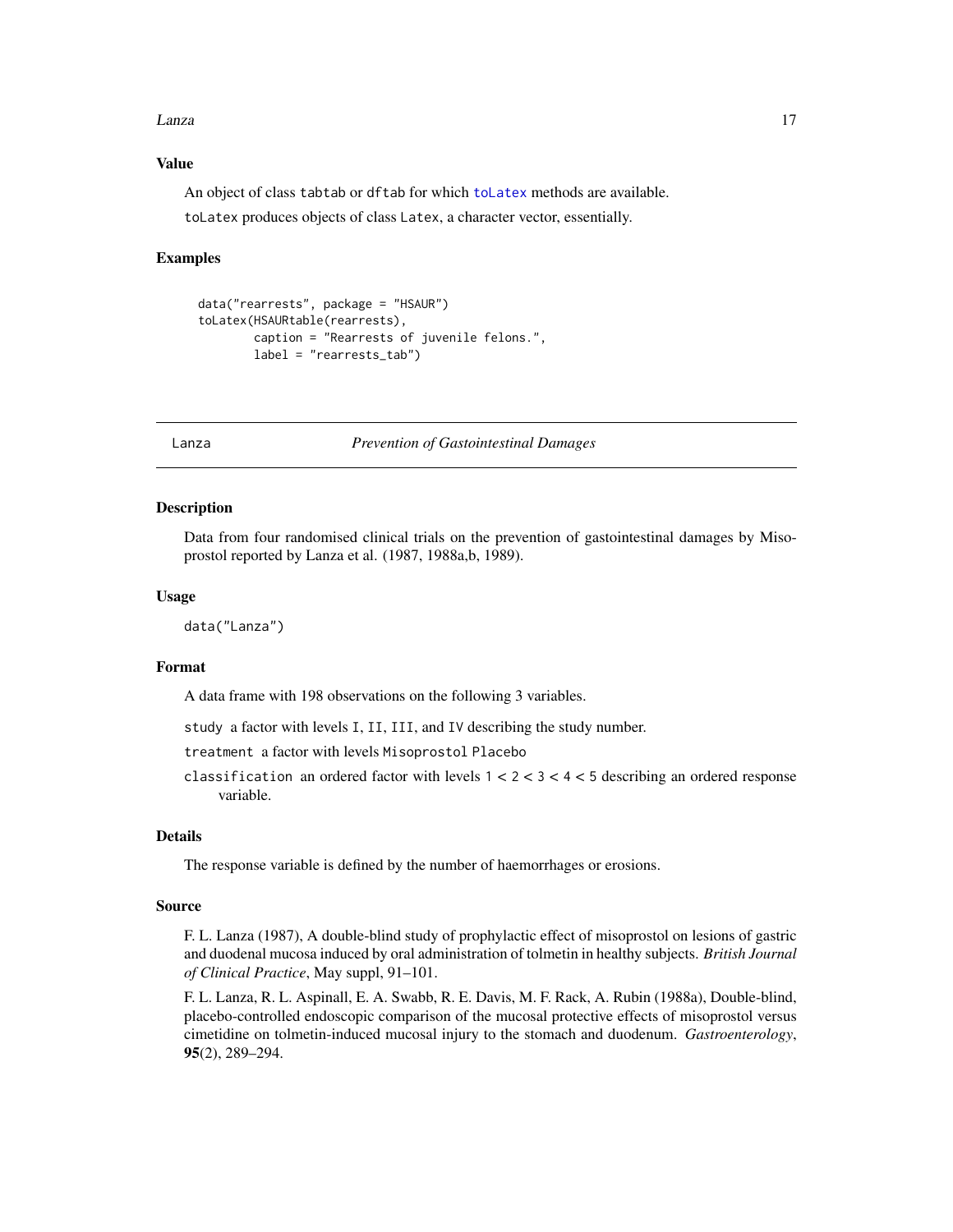### Value

An object of class tabtab or dftab for which toLatex methods are available.

toLatex produces objects of class Latex, a character vector, essentially.

### Examples

```
data("rearrests", package = "HSAUR")
toLatex(HSAURtable(rearrests),
        caption = "Rearrests of juvenile felons.",
        label = "rearrests_tab")
```

---

## Lanza — *Prevention of Gastointestinal Damages*

---

### Description

Data from four randomised clinical trials on the prevention of gastointestinal damages by Misoprostol reported by Lanza et al. (1987, 1988a,b, 1989).

### Usage

```
data("Lanza")
```

### Format

A data frame with 198 observations on the following 3 variables.

- `study` a factor with levels I, II, III, and IV describing the study number.
- `treatment` a factor with levels Misoprostol Placebo
- `classification` an ordered factor with levels 1 < 2 < 3 < 4 < 5 describing an ordered response variable.

### Details

The response variable is defined by the number of haemorrhages or erosions.

### Source

F. L. Lanza (1987), A double-blind study of prophylactic effect of misoprostol on lesions of gastric and duodenal mucosa induced by oral administration of tolmetin in healthy subjects. *British Journal of Clinical Practice*, May suppl, 91–101.

F. L. Lanza, R. L. Aspinall, E. A. Swabb, R. E. Davis, M. F. Rack, A. Rubin (1988a), Double-blind, placebo-controlled endoscopic comparison of the mucosal protective effects of misoprostol versus cimetidine on tolmetin-induced mucosal injury to the stomach and duodenum. *Gastroenterology*, **95**(2), 289–294.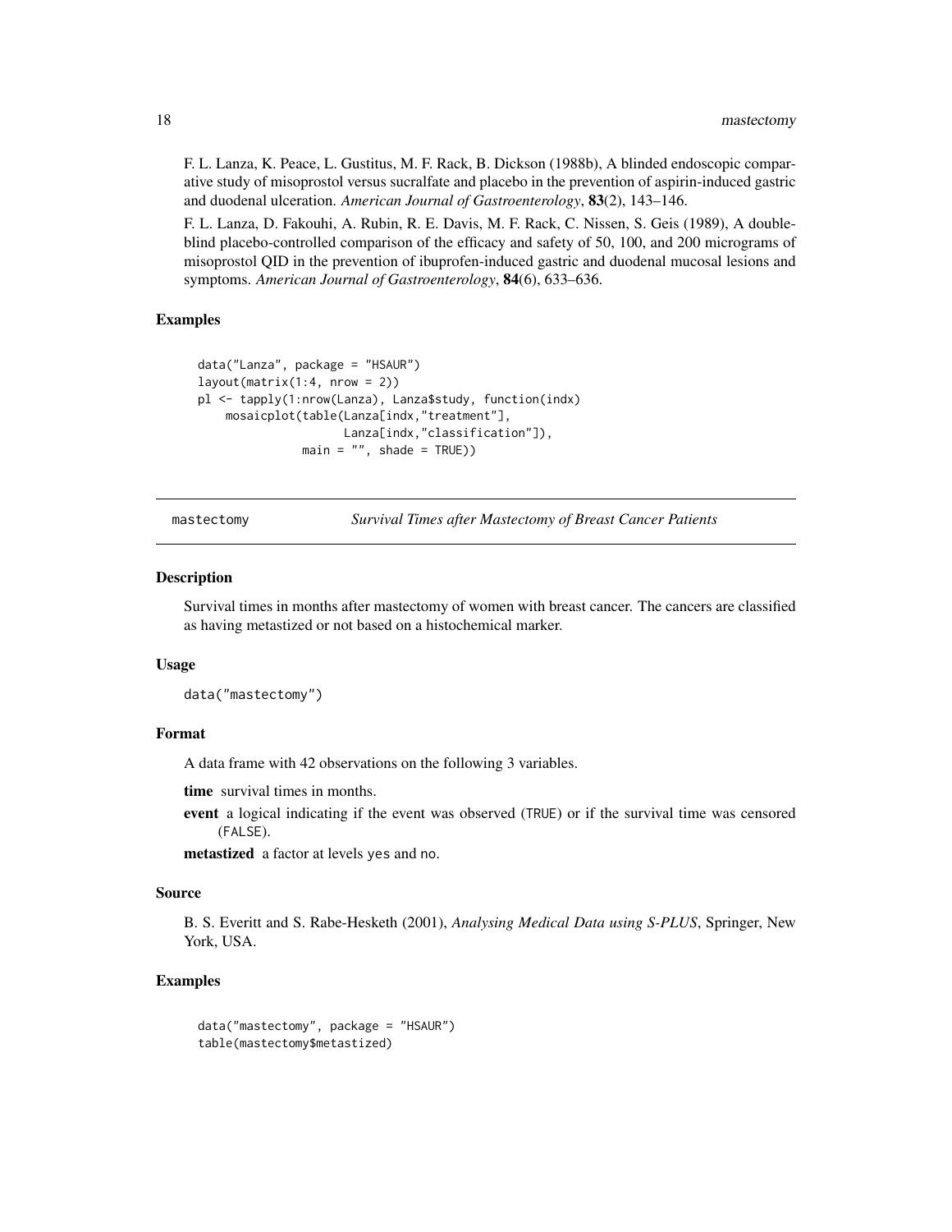F. L. Lanza, K. Peace, L. Gustitus, M. F. Rack, B. Dickson (1988b), A blinded endoscopic comparative study of misoprostol versus sucralfate and placebo in the prevention of aspirin-induced gastric and duodenal ulceration. *American Journal of Gastroenterology*, **83**(2), 143–146.

F. L. Lanza, D. Fakouhi, A. Rubin, R. E. Davis, M. F. Rack, C. Nissen, S. Geis (1989), A double-blind placebo-controlled comparison of the efficacy and safety of 50, 100, and 200 micrograms of misoprostol QID in the prevention of ibuprofen-induced gastric and duodenal mucosal lesions and symptoms. *American Journal of Gastroenterology*, **84**(6), 633–636.

### Examples

```
data("Lanza", package = "HSAUR")
layout(matrix(1:4, nrow = 2))
pl <- tapply(1:nrow(Lanza), Lanza$study, function(indx)
    mosaicplot(table(Lanza[indx,"treatment"],
                     Lanza[indx,"classification"]),
               main = "", shade = TRUE))
```

---

## mastectomy — *Survival Times after Mastectomy of Breast Cancer Patients*

### Description

Survival times in months after mastectomy of women with breast cancer. The cancers are classified as having metastized or not based on a histochemical marker.

### Usage

```
data("mastectomy")
```

### Format

A data frame with 42 observations on the following 3 variables.

**time** survival times in months.

**event** a logical indicating if the event was observed (TRUE) or if the survival time was censored (FALSE).

**metastized** a factor at levels yes and no.

### Source

B. S. Everitt and S. Rabe-Hesketh (2001), *Analysing Medical Data using S-PLUS*, Springer, New York, USA.

### Examples

```
data("mastectomy", package = "HSAUR")
table(mastectomy$metastized)
```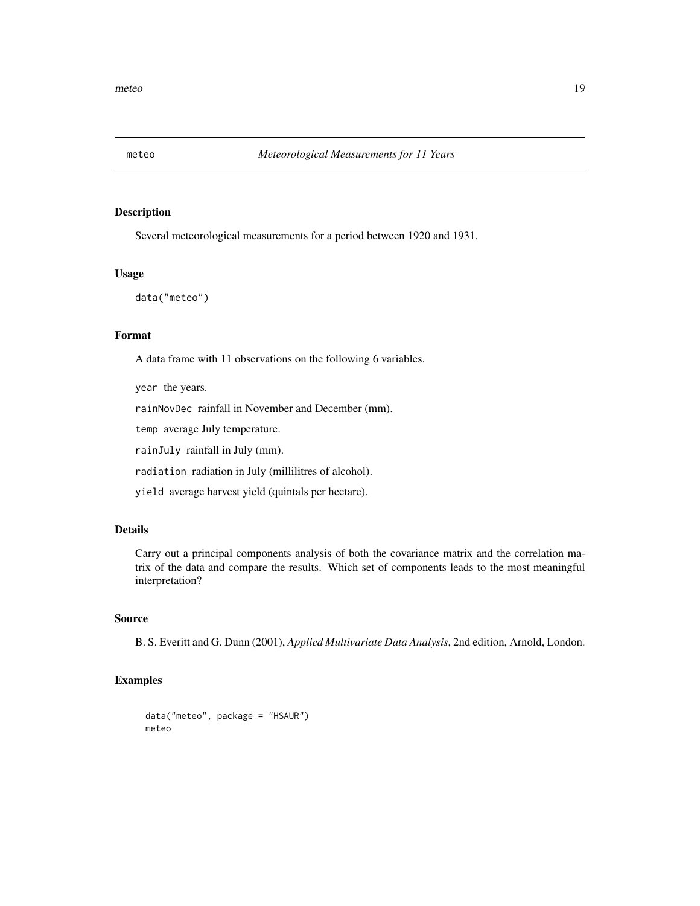## meteo *Meteorological Measurements for 11 Years*

### Description

Several meteorological measurements for a period between 1920 and 1931.

### Usage

```
data("meteo")
```

### Format

A data frame with 11 observations on the following 6 variables.

`year` the years.

`rainNovDec` rainfall in November and December (mm).

`temp` average July temperature.

`rainJuly` rainfall in July (mm).

`radiation` radiation in July (millilitres of alcohol).

`yield` average harvest yield (quintals per hectare).

### Details

Carry out a principal components analysis of both the covariance matrix and the correlation matrix of the data and compare the results. Which set of components leads to the most meaningful interpretation?

### Source

B. S. Everitt and G. Dunn (2001), *Applied Multivariate Data Analysis*, 2nd edition, Arnold, London.

### Examples

```
data("meteo", package = "HSAUR")
meteo
```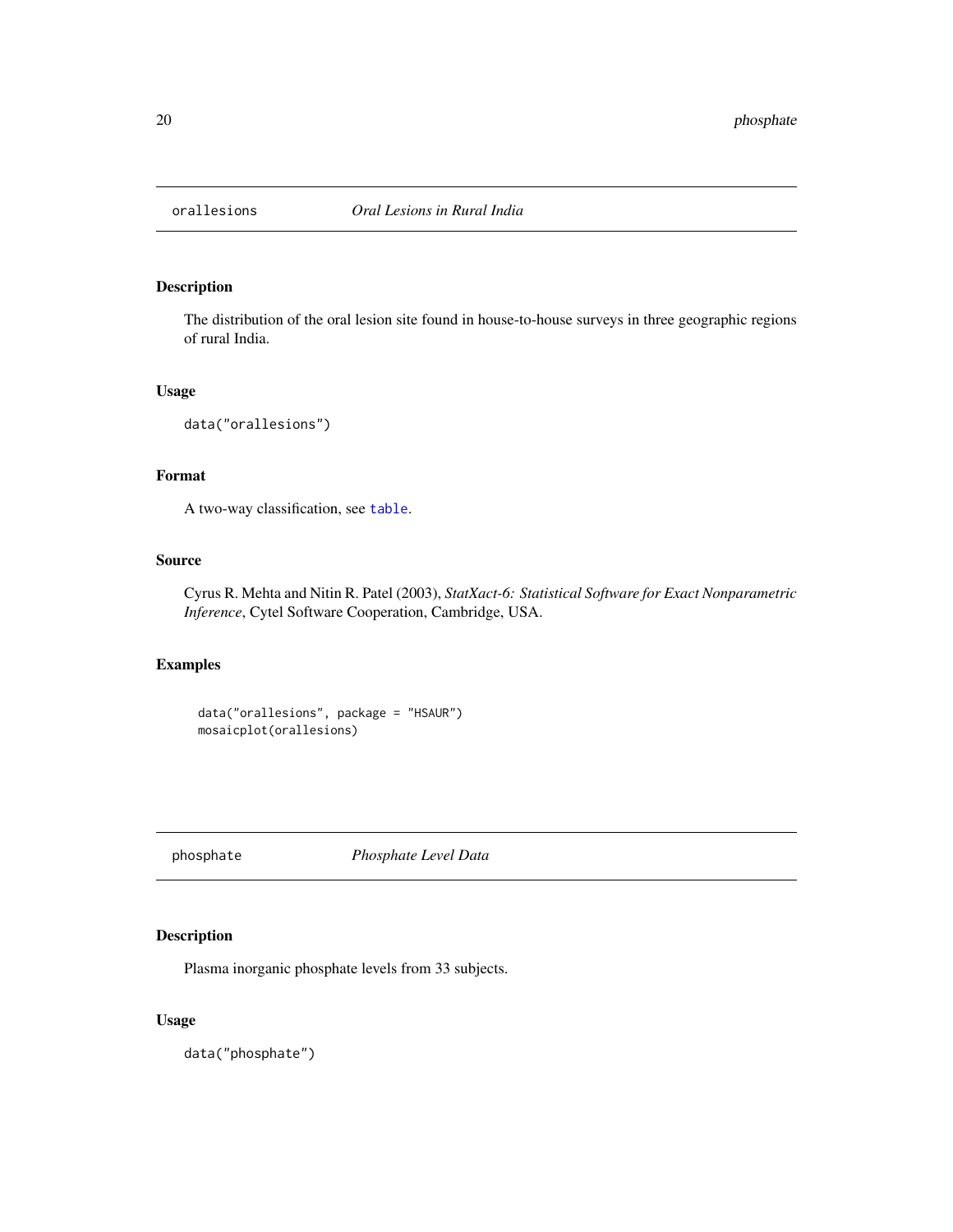## orallesions *Oral Lesions in Rural India*

### Description

The distribution of the oral lesion site found in house-to-house surveys in three geographic regions of rural India.

### Usage

```
data("orallesions")
```

### Format

A two-way classification, see `table`.

### Source

Cyrus R. Mehta and Nitin R. Patel (2003), *StatXact-6: Statistical Software for Exact Nonparametric Inference*, Cytel Software Cooperation, Cambridge, USA.

### Examples

```
data("orallesions", package = "HSAUR")
mosaicplot(orallesions)
```

## phosphate *Phosphate Level Data*

### Description

Plasma inorganic phosphate levels from 33 subjects.

### Usage

```
data("phosphate")
```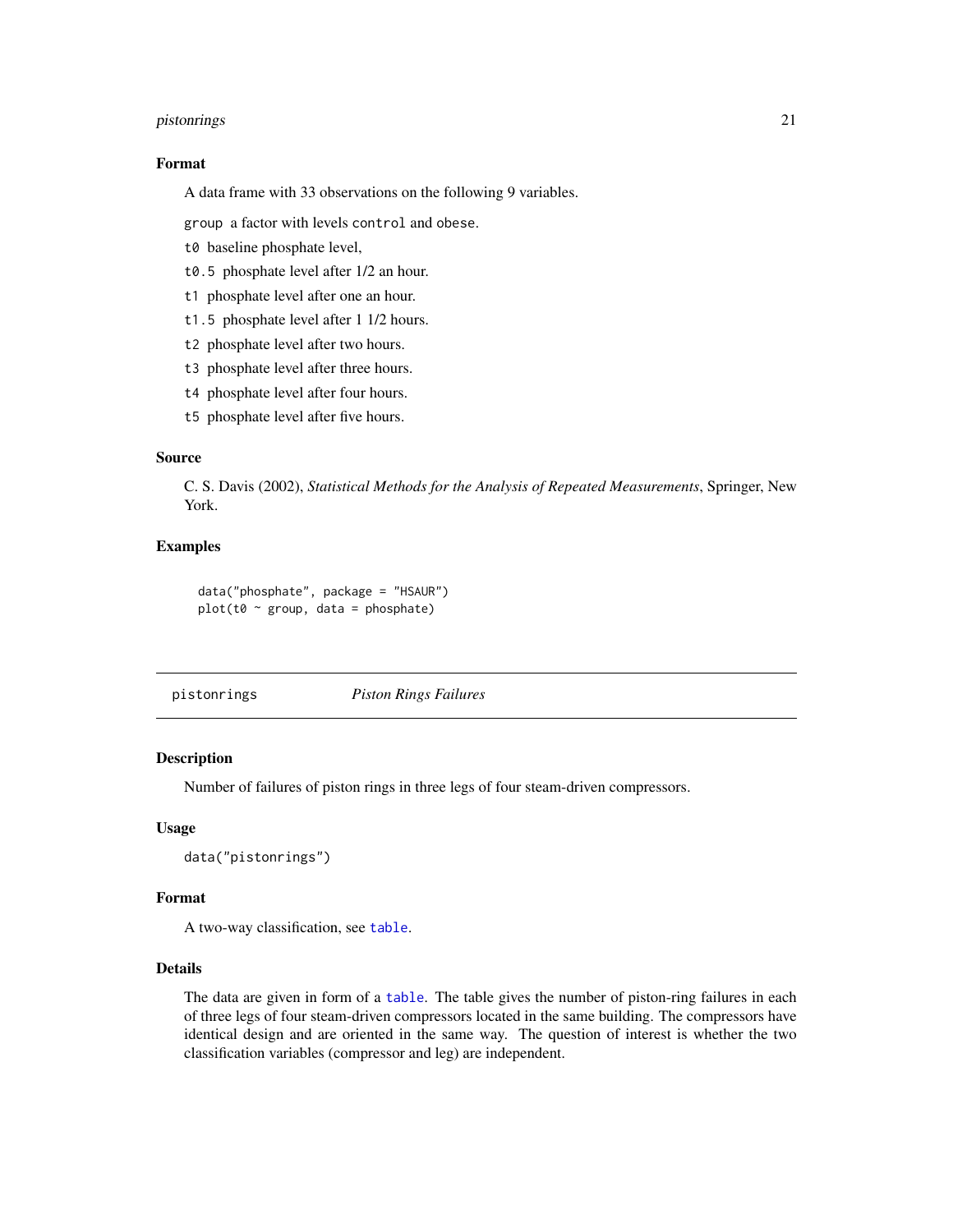### Format

A data frame with 33 observations on the following 9 variables.

`group` a factor with levels `control` and `obese`.

`t0` baseline phosphate level,

`t0.5` phosphate level after 1/2 an hour.

`t1` phosphate level after one an hour.

`t1.5` phosphate level after 1 1/2 hours.

`t2` phosphate level after two hours.

`t3` phosphate level after three hours.

`t4` phosphate level after four hours.

`t5` phosphate level after five hours.

### Source

C. S. Davis (2002), *Statistical Methods for the Analysis of Repeated Measurements*, Springer, New York.

### Examples

```
data("phosphate", package = "HSAUR")
plot(t0 ~ group, data = phosphate)
```

---

## pistonrings — *Piston Rings Failures*

---

### Description

Number of failures of piston rings in three legs of four steam-driven compressors.

### Usage

```
data("pistonrings")
```

### Format

A two-way classification, see `table`.

### Details

The data are given in form of a `table`. The table gives the number of piston-ring failures in each of three legs of four steam-driven compressors located in the same building. The compressors have identical design and are oriented in the same way. The question of interest is whether the two classification variables (compressor and leg) are independent.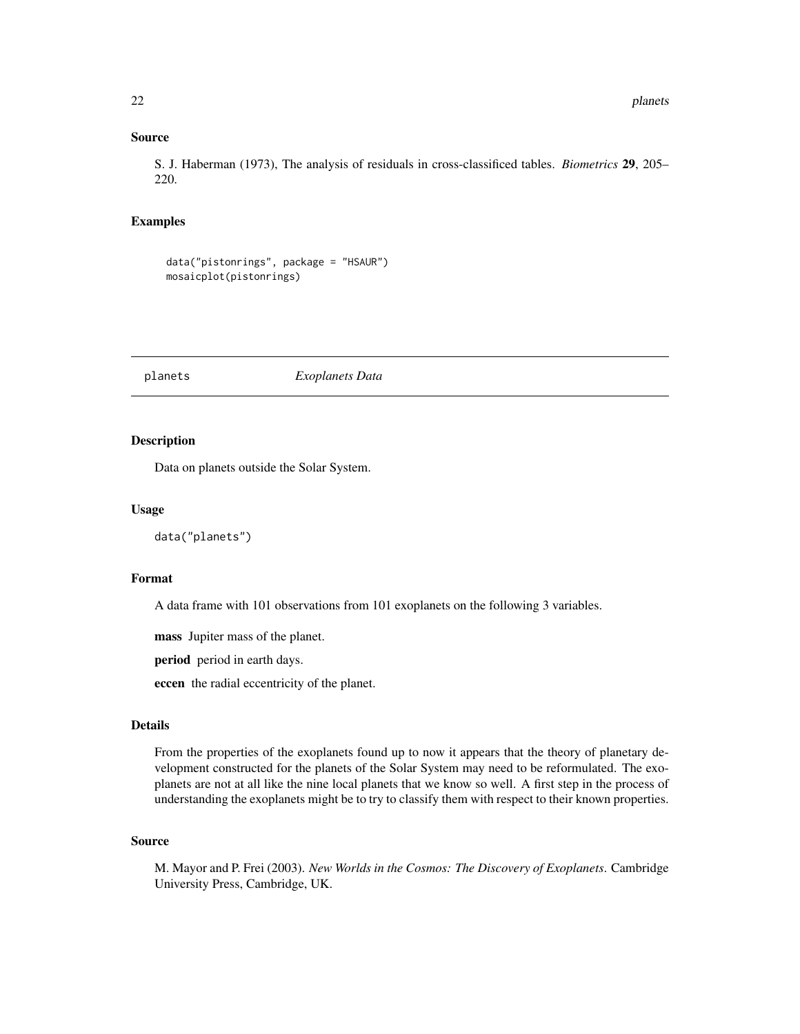### Source

S. J. Haberman (1973), The analysis of residuals in cross-classificed tables. *Biometrics* **29**, 205–220.

### Examples

```
data("pistonrings", package = "HSAUR")
mosaicplot(pistonrings)
```

---

## planets *Exoplanets Data*

---

### Description

Data on planets outside the Solar System.

### Usage

```
data("planets")
```

### Format

A data frame with 101 observations from 101 exoplanets on the following 3 variables.

**mass** Jupiter mass of the planet.

**period** period in earth days.

**eccen** the radial eccentricity of the planet.

### Details

From the properties of the exoplanets found up to now it appears that the theory of planetary development constructed for the planets of the Solar System may need to be reformulated. The exoplanets are not at all like the nine local planets that we know so well. A first step in the process of understanding the exoplanets might be to try to classify them with respect to their known properties.

### Source

M. Mayor and P. Frei (2003). *New Worlds in the Cosmos: The Discovery of Exoplanets*. Cambridge University Press, Cambridge, UK.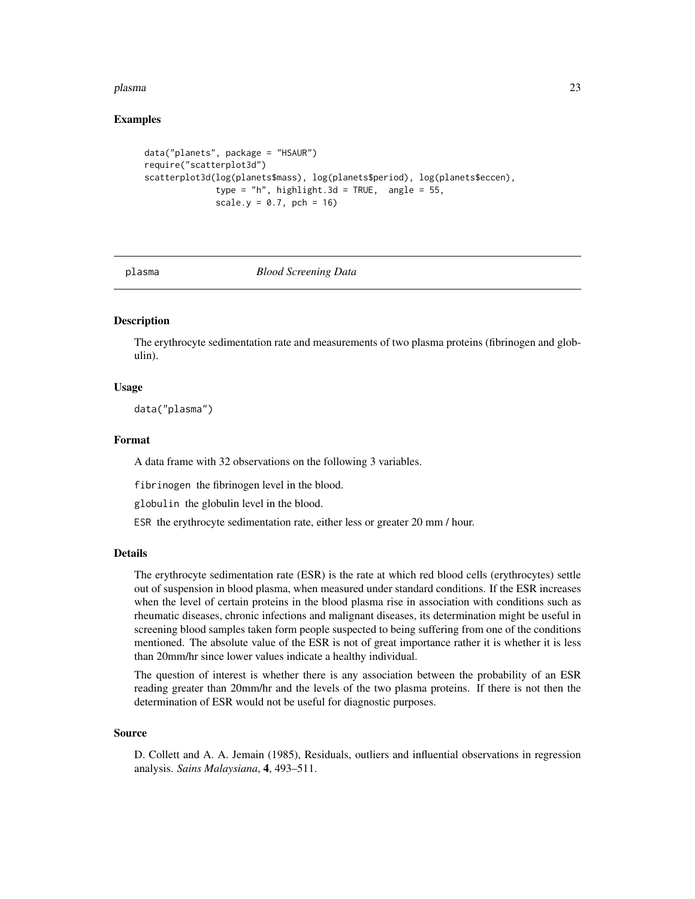### Examples

```
data("planets", package = "HSAUR")
require("scatterplot3d")
scatterplot3d(log(planets$mass), log(planets$period), log(planets$eccen),
              type = "h", highlight.3d = TRUE,  angle = 55,
              scale.y = 0.7, pch = 16)
```

---

## plasma *Blood Screening Data*

---

### Description

The erythrocyte sedimentation rate and measurements of two plasma proteins (fibrinogen and globulin).

### Usage

```
data("plasma")
```

### Format

A data frame with 32 observations on the following 3 variables.

`fibrinogen` the fibrinogen level in the blood.

`globulin` the globulin level in the blood.

`ESR` the erythrocyte sedimentation rate, either less or greater 20 mm / hour.

### Details

The erythrocyte sedimentation rate (ESR) is the rate at which red blood cells (erythrocytes) settle out of suspension in blood plasma, when measured under standard conditions. If the ESR increases when the level of certain proteins in the blood plasma rise in association with conditions such as rheumatic diseases, chronic infections and malignant diseases, its determination might be useful in screening blood samples taken form people suspected to being suffering from one of the conditions mentioned. The absolute value of the ESR is not of great importance rather it is whether it is less than 20mm/hr since lower values indicate a healthy individual.

The question of interest is whether there is any association between the probability of an ESR reading greater than 20mm/hr and the levels of the two plasma proteins. If there is not then the determination of ESR would not be useful for diagnostic purposes.

### Source

D. Collett and A. A. Jemain (1985), Residuals, outliers and influential observations in regression analysis. *Sains Malaysiana*, **4**, 493–511.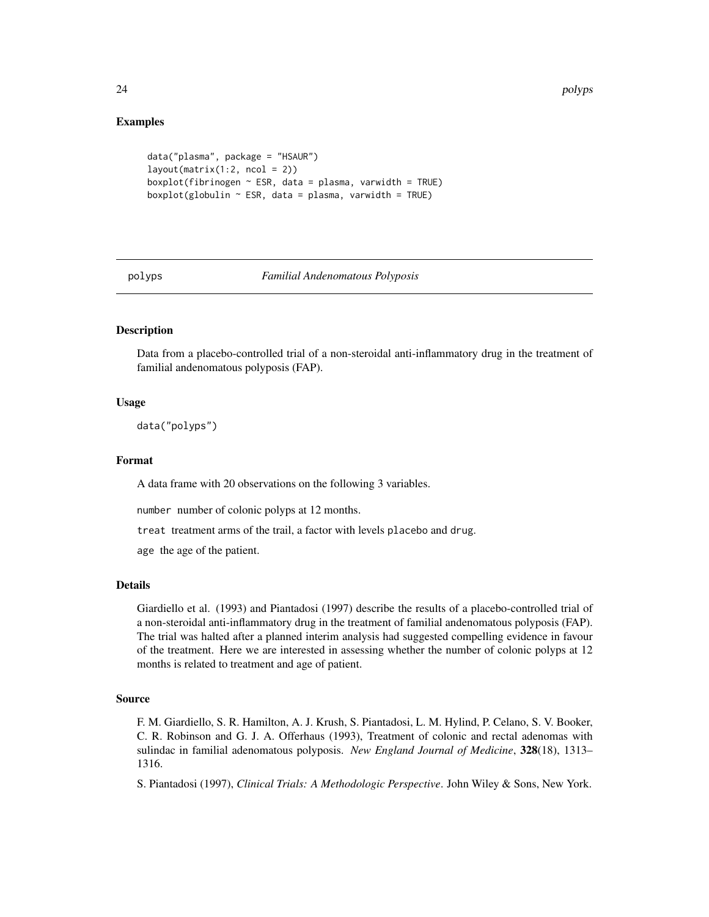## Examples

```
data("plasma", package = "HSAUR")
layout(matrix(1:2, ncol = 2))
boxplot(fibrinogen ~ ESR, data = plasma, varwidth = TRUE)
boxplot(globulin ~ ESR, data = plasma, varwidth = TRUE)
```

---

# polyps *Familial Andenomatous Polyposis*

---

## Description

Data from a placebo-controlled trial of a non-steroidal anti-inflammatory drug in the treatment of familial andenomatous polyposis (FAP).

## Usage

```
data("polyps")
```

## Format

A data frame with 20 observations on the following 3 variables.

`number` number of colonic polyps at 12 months.

`treat` treatment arms of the trail, a factor with levels `placebo` and `drug`.

`age` the age of the patient.

## Details

Giardiello et al. (1993) and Piantadosi (1997) describe the results of a placebo-controlled trial of a non-steroidal anti-inflammatory drug in the treatment of familial andenomatous polyposis (FAP). The trial was halted after a planned interim analysis had suggested compelling evidence in favour of the treatment. Here we are interested in assessing whether the number of colonic polyps at 12 months is related to treatment and age of patient.

## Source

F. M. Giardiello, S. R. Hamilton, A. J. Krush, S. Piantadosi, L. M. Hylind, P. Celano, S. V. Booker, C. R. Robinson and G. J. A. Offerhaus (1993), Treatment of colonic and rectal adenomas with sulindac in familial adenomatous polyposis. *New England Journal of Medicine*, **328**(18), 1313–1316.

S. Piantadosi (1997), *Clinical Trials: A Methodologic Perspective*. John Wiley & Sons, New York.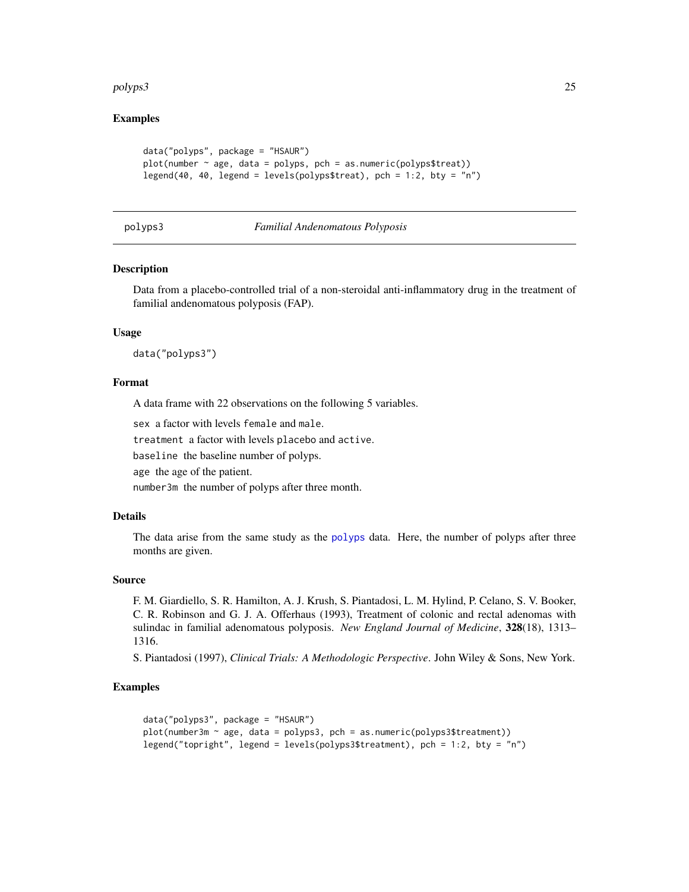### Examples

```
data("polyps", package = "HSAUR")
plot(number ~ age, data = polyps, pch = as.numeric(polyps$treat))
legend(40, 40, legend = levels(polyps$treat), pch = 1:2, bty = "n")
```

---

## polyps3 *Familial Andenomatous Polyposis*

### Description

Data from a placebo-controlled trial of a non-steroidal anti-inflammatory drug in the treatment of familial andenomatous polyposis (FAP).

### Usage

```
data("polyps3")
```

### Format

A data frame with 22 observations on the following 5 variables.

`sex` a factor with levels `female` and `male`.

`treatment` a factor with levels `placebo` and `active`.

`baseline` the baseline number of polyps.

`age` the age of the patient.

`number3m` the number of polyps after three month.

### Details

The data arise from the same study as the `polyps` data. Here, the number of polyps after three months are given.

### Source

F. M. Giardiello, S. R. Hamilton, A. J. Krush, S. Piantadosi, L. M. Hylind, P. Celano, S. V. Booker, C. R. Robinson and G. J. A. Offerhaus (1993), Treatment of colonic and rectal adenomas with sulindac in familial adenomatous polyposis. *New England Journal of Medicine*, **328**(18), 1313–1316.

S. Piantadosi (1997), *Clinical Trials: A Methodologic Perspective*. John Wiley & Sons, New York.

### Examples

```
data("polyps3", package = "HSAUR")
plot(number3m ~ age, data = polyps3, pch = as.numeric(polyps3$treatment))
legend("topright", legend = levels(polyps3$treatment), pch = 1:2, bty = "n")
```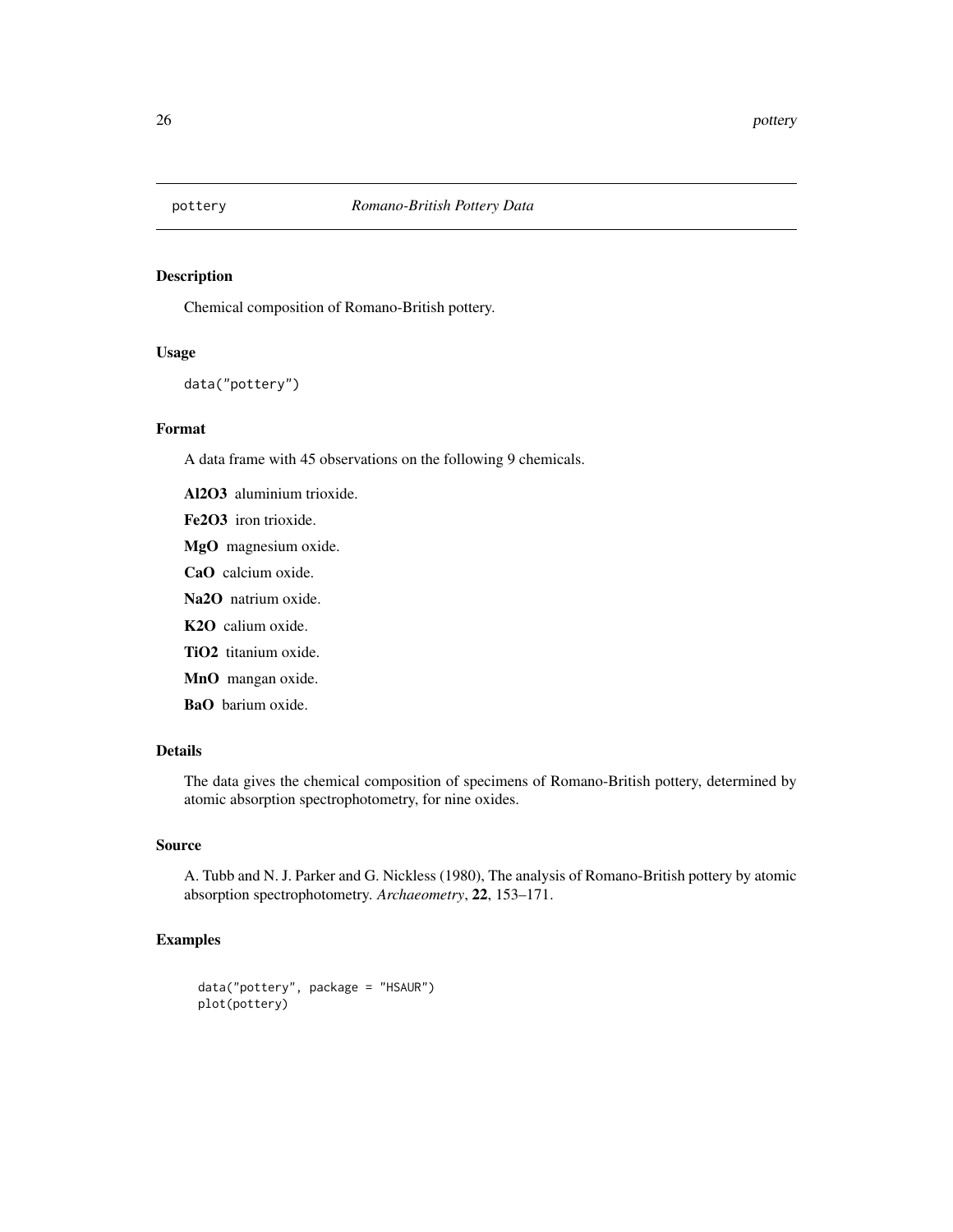## pottery *Romano-British Pottery Data*

### Description

Chemical composition of Romano-British pottery.

### Usage

```
data("pottery")
```

### Format

A data frame with 45 observations on the following 9 chemicals.

**Al2O3** aluminium trioxide.

**Fe2O3** iron trioxide.

**MgO** magnesium oxide.

**CaO** calcium oxide.

**Na2O** natrium oxide.

**K2O** calium oxide.

**TiO2** titanium oxide.

**MnO** mangan oxide.

**BaO** barium oxide.

### Details

The data gives the chemical composition of specimens of Romano-British pottery, determined by atomic absorption spectrophotometry, for nine oxides.

### Source

A. Tubb and N. J. Parker and G. Nickless (1980), The analysis of Romano-British pottery by atomic absorption spectrophotometry. *Archaeometry*, **22**, 153–171.

### Examples

```
data("pottery", package = "HSAUR")
plot(pottery)
```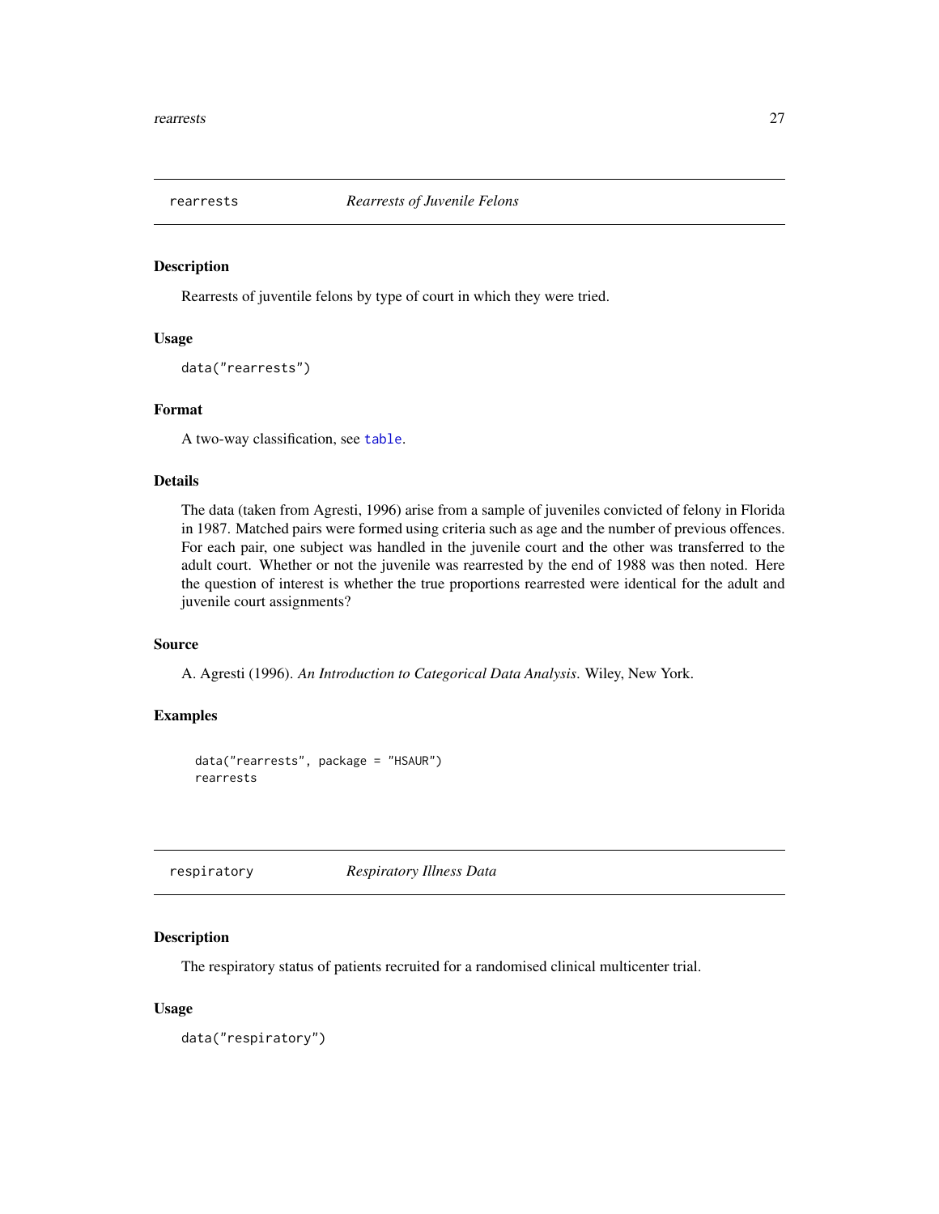## rearrests — *Rearrests of Juvenile Felons*

### Description

Rearrests of juventile felons by type of court in which they were tried.

### Usage

```
data("rearrests")
```

### Format

A two-way classification, see `table`.

### Details

The data (taken from Agresti, 1996) arise from a sample of juveniles convicted of felony in Florida in 1987. Matched pairs were formed using criteria such as age and the number of previous offences. For each pair, one subject was handled in the juvenile court and the other was transferred to the adult court. Whether or not the juvenile was rearrested by the end of 1988 was then noted. Here the question of interest is whether the true proportions rearrested were identical for the adult and juvenile court assignments?

### Source

A. Agresti (1996). *An Introduction to Categorical Data Analysis*. Wiley, New York.

### Examples

```
data("rearrests", package = "HSAUR")
rearrests
```

## respiratory — *Respiratory Illness Data*

### Description

The respiratory status of patients recruited for a randomised clinical multicenter trial.

### Usage

```
data("respiratory")
```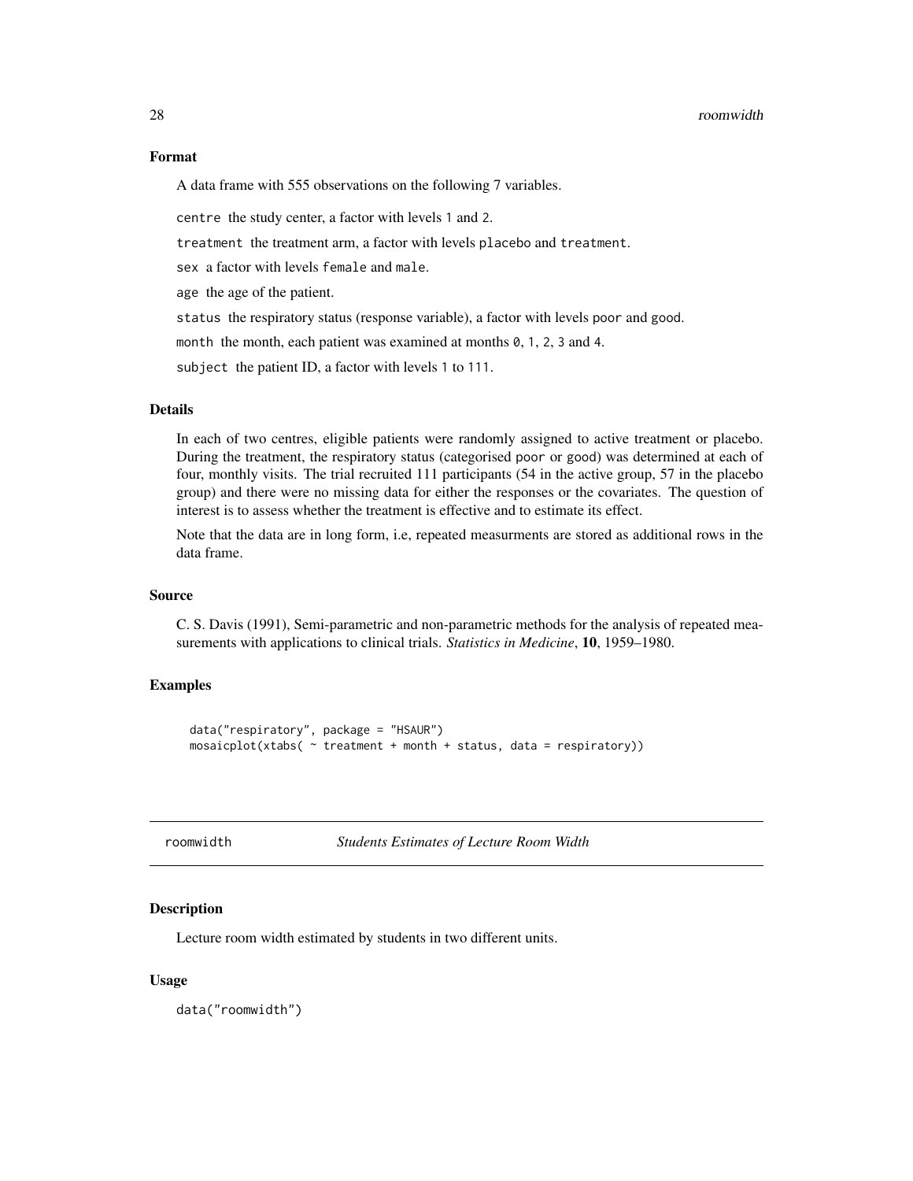### Format

A data frame with 555 observations on the following 7 variables.

`centre` the study center, a factor with levels `1` and `2`.

`treatment` the treatment arm, a factor with levels `placebo` and `treatment`.

`sex` a factor with levels `female` and `male`.

`age` the age of the patient.

`status` the respiratory status (response variable), a factor with levels `poor` and `good`.

`month` the month, each patient was examined at months `0`, `1`, `2`, `3` and `4`.

`subject` the patient ID, a factor with levels `1` to `111`.

### Details

In each of two centres, eligible patients were randomly assigned to active treatment or placebo. During the treatment, the respiratory status (categorised `poor` or `good`) was determined at each of four, monthly visits. The trial recruited 111 participants (54 in the active group, 57 in the placebo group) and there were no missing data for either the responses or the covariates. The question of interest is to assess whether the treatment is effective and to estimate its effect.

Note that the data are in long form, i.e, repeated measurments are stored as additional rows in the data frame.

### Source

C. S. Davis (1991), Semi-parametric and non-parametric methods for the analysis of repeated measurements with applications to clinical trials. *Statistics in Medicine*, **10**, 1959–1980.

### Examples

```
data("respiratory", package = "HSAUR")
mosaicplot(xtabs( ~ treatment + month + status, data = respiratory))
```

---

## roomwidth — *Students Estimates of Lecture Room Width*

### Description

Lecture room width estimated by students in two different units.

### Usage

```
data("roomwidth")
```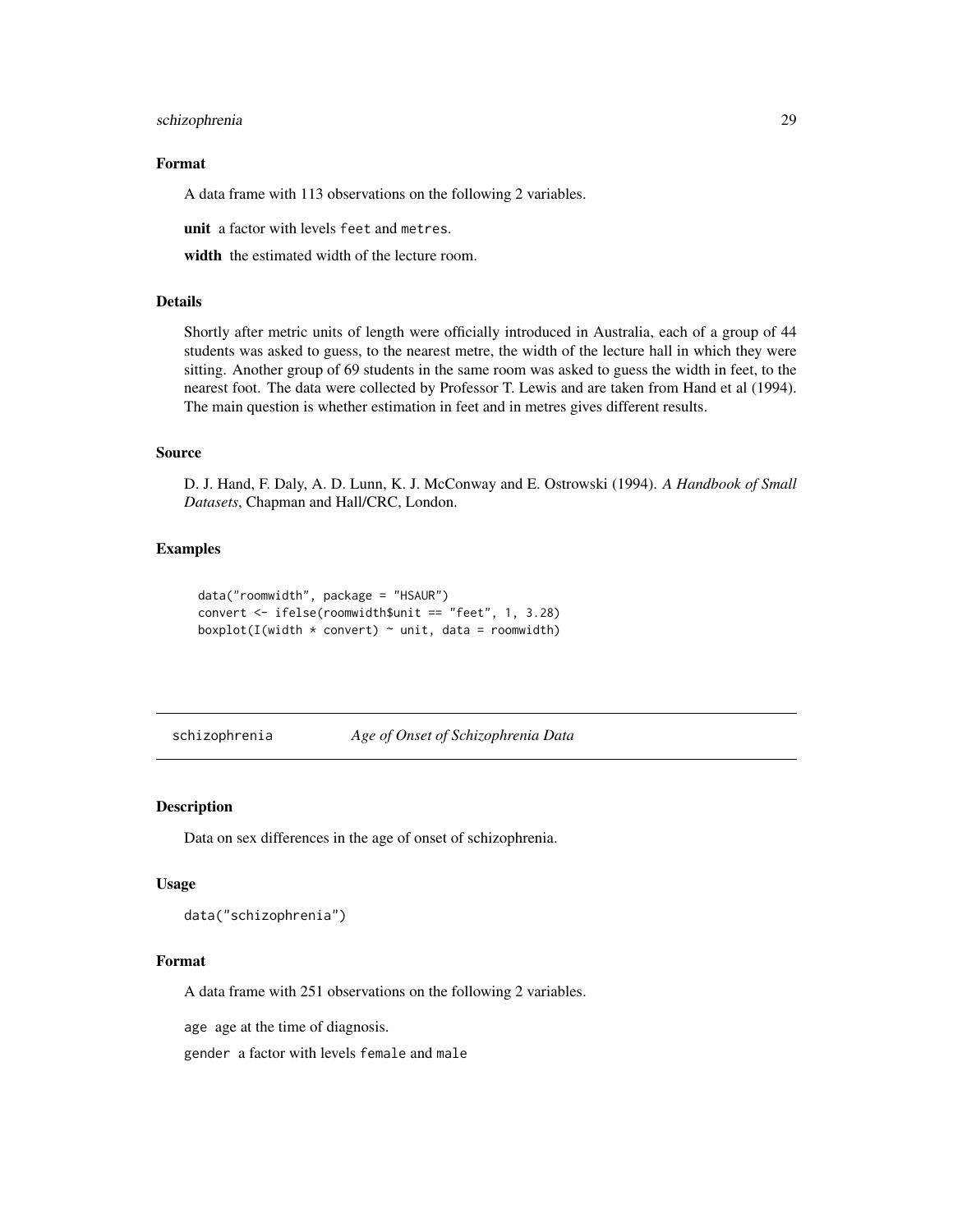### Format

A data frame with 113 observations on the following 2 variables.

**unit** a factor with levels `feet` and `metres`.

**width** the estimated width of the lecture room.

### Details

Shortly after metric units of length were officially introduced in Australia, each of a group of 44 students was asked to guess, to the nearest metre, the width of the lecture hall in which they were sitting. Another group of 69 students in the same room was asked to guess the width in feet, to the nearest foot. The data were collected by Professor T. Lewis and are taken from Hand et al (1994). The main question is whether estimation in feet and in metres gives different results.

### Source

D. J. Hand, F. Daly, A. D. Lunn, K. J. McConway and E. Ostrowski (1994). *A Handbook of Small Datasets*, Chapman and Hall/CRC, London.

### Examples

```
data("roomwidth", package = "HSAUR")
convert <- ifelse(roomwidth$unit == "feet", 1, 3.28)
boxplot(I(width * convert) ~ unit, data = roomwidth)
```

---

## `schizophrenia` *Age of Onset of Schizophrenia Data*

---

### Description

Data on sex differences in the age of onset of schizophrenia.

### Usage

```
data("schizophrenia")
```

### Format

A data frame with 251 observations on the following 2 variables.

`age` age at the time of diagnosis.

`gender` a factor with levels `female` and `male`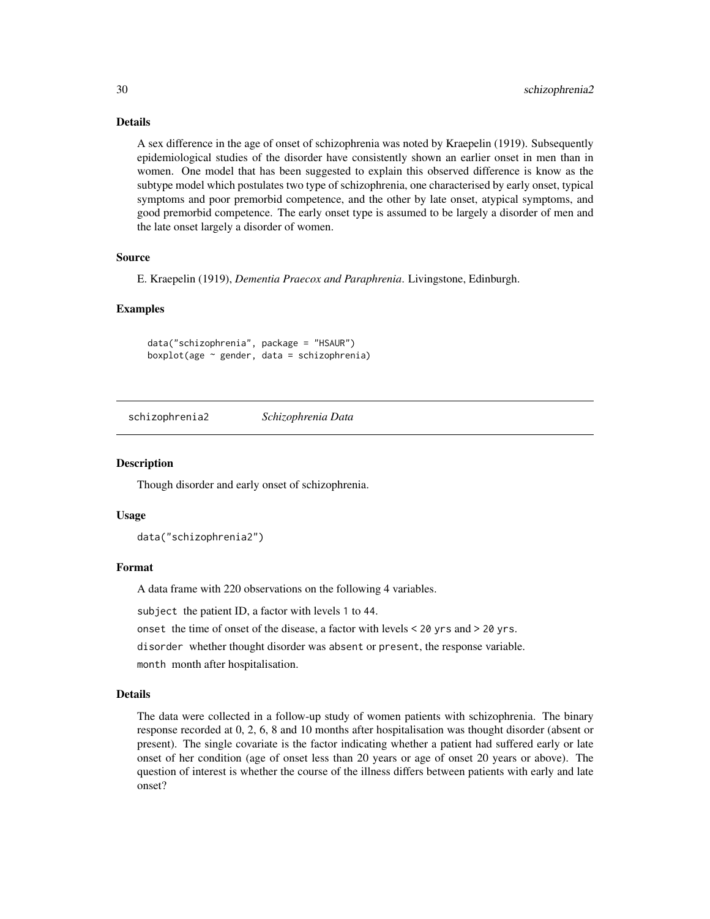## Details

A sex difference in the age of onset of schizophrenia was noted by Kraepelin (1919). Subsequently epidemiological studies of the disorder have consistently shown an earlier onset in men than in women. One model that has been suggested to explain this observed difference is know as the subtype model which postulates two type of schizophrenia, one characterised by early onset, typical symptoms and poor premorbid competence, and the other by late onset, atypical symptoms, and good premorbid competence. The early onset type is assumed to be largely a disorder of men and the late onset largely a disorder of women.

## Source

E. Kraepelin (1919), *Dementia Praecox and Paraphrenia*. Livingstone, Edinburgh.

## Examples

```
data("schizophrenia", package = "HSAUR")
boxplot(age ~ gender, data = schizophrenia)
```

---

# schizophrenia2 *Schizophrenia Data*

---

## Description

Though disorder and early onset of schizophrenia.

## Usage

```
data("schizophrenia2")
```

## Format

A data frame with 220 observations on the following 4 variables.

`subject` the patient ID, a factor with levels `1` to `44`.

`onset` the time of onset of the disease, a factor with levels `< 20 yrs` and `> 20 yrs`.

`disorder` whether thought disorder was `absent` or `present`, the response variable.

`month` month after hospitalisation.

## Details

The data were collected in a follow-up study of women patients with schizophrenia. The binary response recorded at 0, 2, 6, 8 and 10 months after hospitalisation was thought disorder (absent or present). The single covariate is the factor indicating whether a patient had suffered early or late onset of her condition (age of onset less than 20 years or age of onset 20 years or above). The question of interest is whether the course of the illness differs between patients with early and late onset?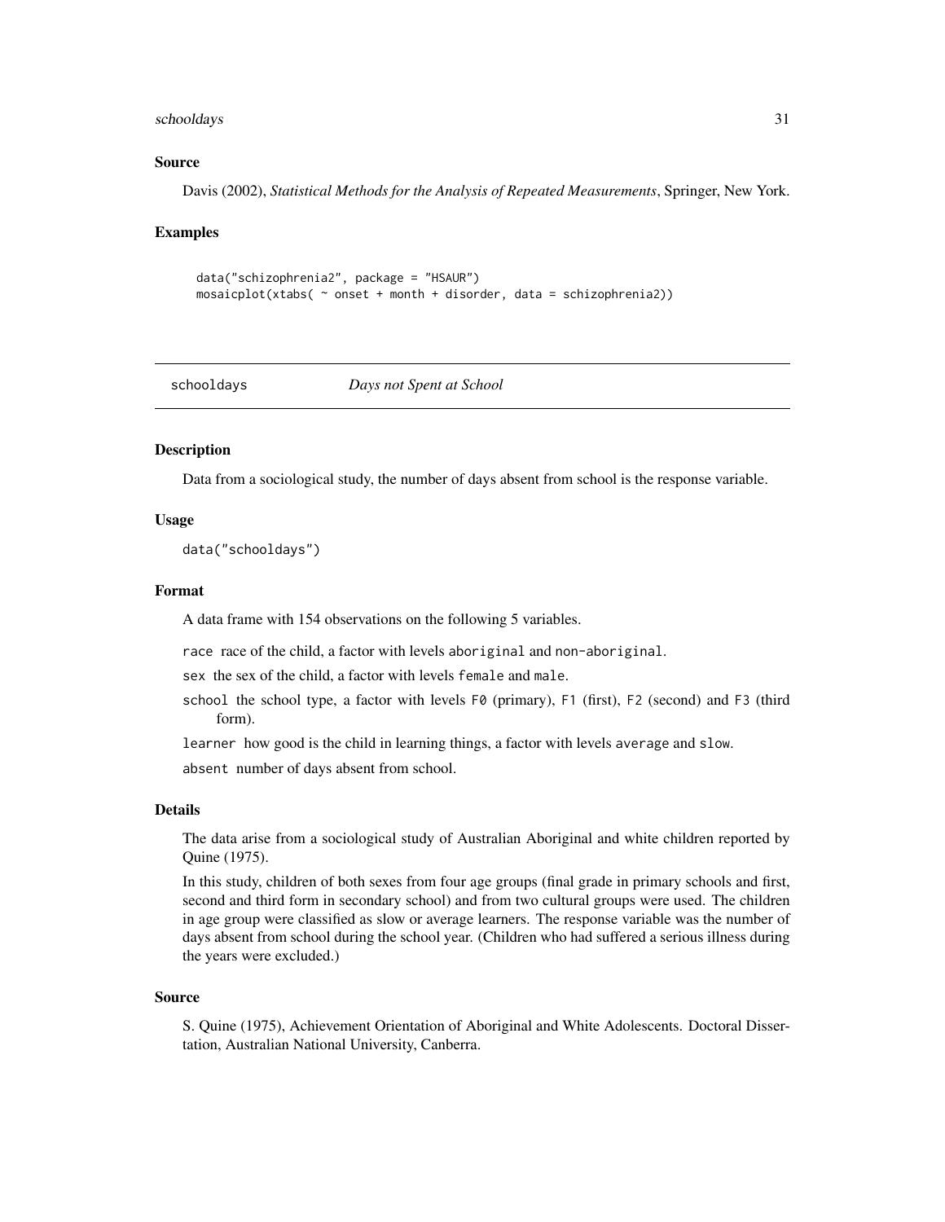### Source

Davis (2002), *Statistical Methods for the Analysis of Repeated Measurements*, Springer, New York.

### Examples

```
data("schizophrenia2", package = "HSAUR")
mosaicplot(xtabs( ~ onset + month + disorder, data = schizophrenia2))
```

---

## schooldays *Days not Spent at School*

---

### Description

Data from a sociological study, the number of days absent from school is the response variable.

### Usage

```
data("schooldays")
```

### Format

A data frame with 154 observations on the following 5 variables.

race race of the child, a factor with levels aboriginal and non-aboriginal.

sex the sex of the child, a factor with levels female and male.

school the school type, a factor with levels F0 (primary), F1 (first), F2 (second) and F3 (third form).

learner how good is the child in learning things, a factor with levels average and slow.

absent number of days absent from school.

### Details

The data arise from a sociological study of Australian Aboriginal and white children reported by Quine (1975).

In this study, children of both sexes from four age groups (final grade in primary schools and first, second and third form in secondary school) and from two cultural groups were used. The children in age group were classified as slow or average learners. The response variable was the number of days absent from school during the school year. (Children who had suffered a serious illness during the years were excluded.)

### Source

S. Quine (1975), Achievement Orientation of Aboriginal and White Adolescents. Doctoral Dissertation, Australian National University, Canberra.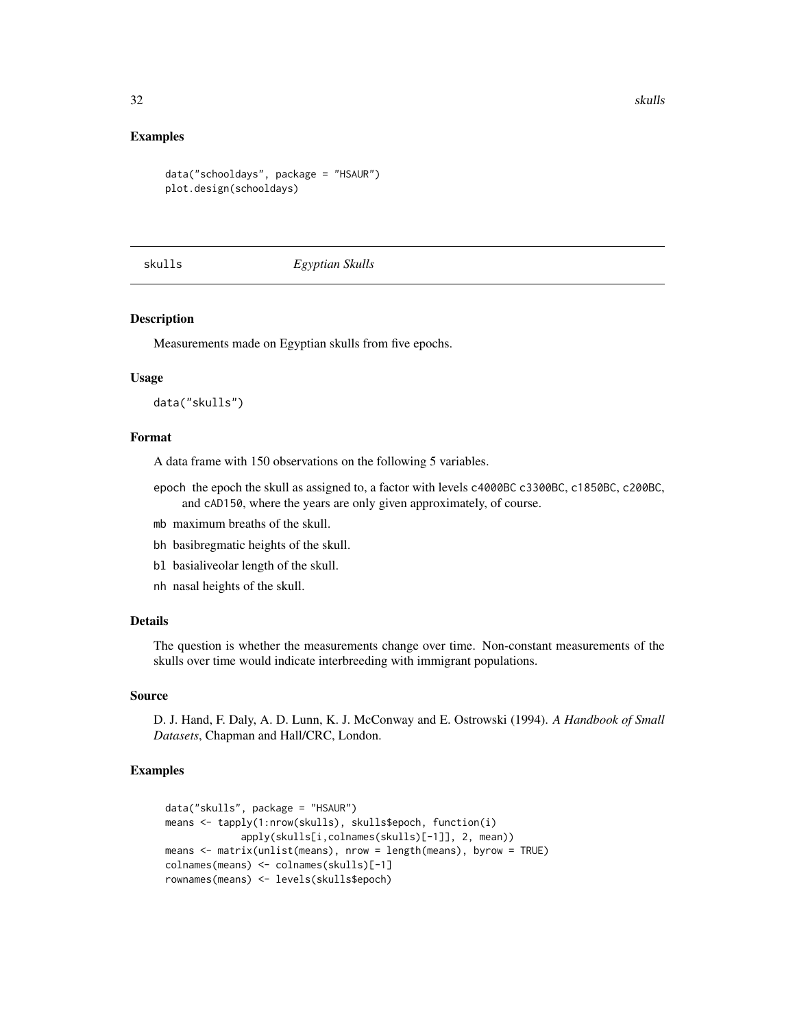## Examples

```
data("schooldays", package = "HSAUR")
plot.design(schooldays)
```

---

skulls *Egyptian Skulls*

---

### Description

Measurements made on Egyptian skulls from five epochs.

### Usage

```
data("skulls")
```

### Format

A data frame with 150 observations on the following 5 variables.

- `epoch` the epoch the skull as assigned to, a factor with levels `c4000BC` `c3300BC`, `c1850BC`, `c200BC`, and `cAD150`, where the years are only given approximately, of course.
- `mb` maximum breaths of the skull.
- `bh` basibregmatic heights of the skull.
- `bl` basialiveolar length of the skull.
- `nh` nasal heights of the skull.

### Details

The question is whether the measurements change over time. Non-constant measurements of the skulls over time would indicate interbreeding with immigrant populations.

### Source

D. J. Hand, F. Daly, A. D. Lunn, K. J. McConway and E. Ostrowski (1994). *A Handbook of Small Datasets*, Chapman and Hall/CRC, London.

### Examples

```
data("skulls", package = "HSAUR")
means <- tapply(1:nrow(skulls), skulls$epoch, function(i)
            apply(skulls[i,colnames(skulls)[-1]], 2, mean))
means <- matrix(unlist(means), nrow = length(means), byrow = TRUE)
colnames(means) <- colnames(skulls)[-1]
rownames(means) <- levels(skulls$epoch)
```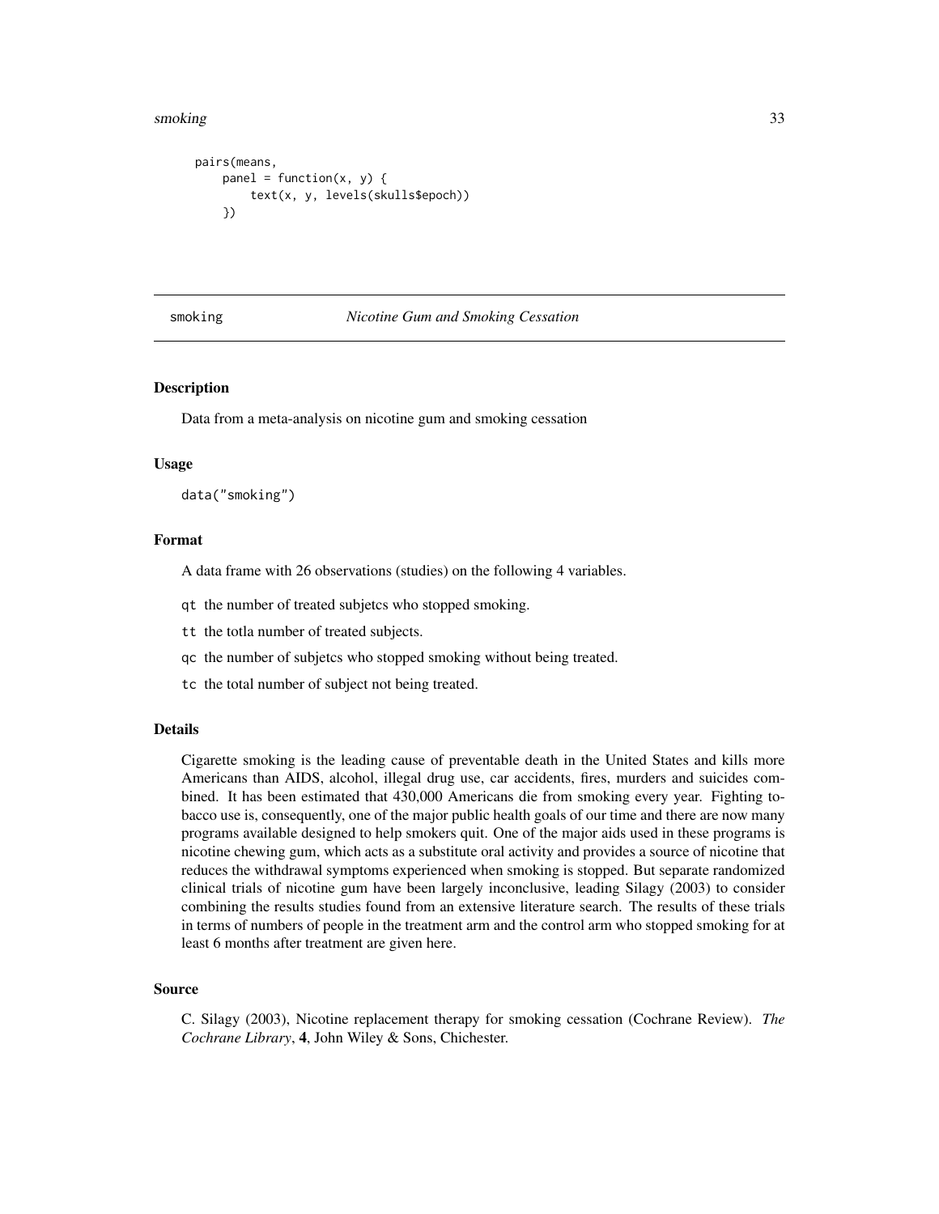```
pairs(means,
    panel = function(x, y) {
        text(x, y, levels(skulls$epoch))
    })
```

## smoking *Nicotine Gum and Smoking Cessation*

### Description

Data from a meta-analysis on nicotine gum and smoking cessation

### Usage

```
data("smoking")
```

### Format

A data frame with 26 observations (studies) on the following 4 variables.

- `qt` the number of treated subjetcs who stopped smoking.
- `tt` the totla number of treated subjects.
- `qc` the number of subjetcs who stopped smoking without being treated.
- `tc` the total number of subject not being treated.

### Details

Cigarette smoking is the leading cause of preventable death in the United States and kills more Americans than AIDS, alcohol, illegal drug use, car accidents, fires, murders and suicides combined. It has been estimated that 430,000 Americans die from smoking every year. Fighting tobacco use is, consequently, one of the major public health goals of our time and there are now many programs available designed to help smokers quit. One of the major aids used in these programs is nicotine chewing gum, which acts as a substitute oral activity and provides a source of nicotine that reduces the withdrawal symptoms experienced when smoking is stopped. But separate randomized clinical trials of nicotine gum have been largely inconclusive, leading Silagy (2003) to consider combining the results studies found from an extensive literature search. The results of these trials in terms of numbers of people in the treatment arm and the control arm who stopped smoking for at least 6 months after treatment are given here.

### Source

C. Silagy (2003), Nicotine replacement therapy for smoking cessation (Cochrane Review). *The Cochrane Library*, **4**, John Wiley & Sons, Chichester.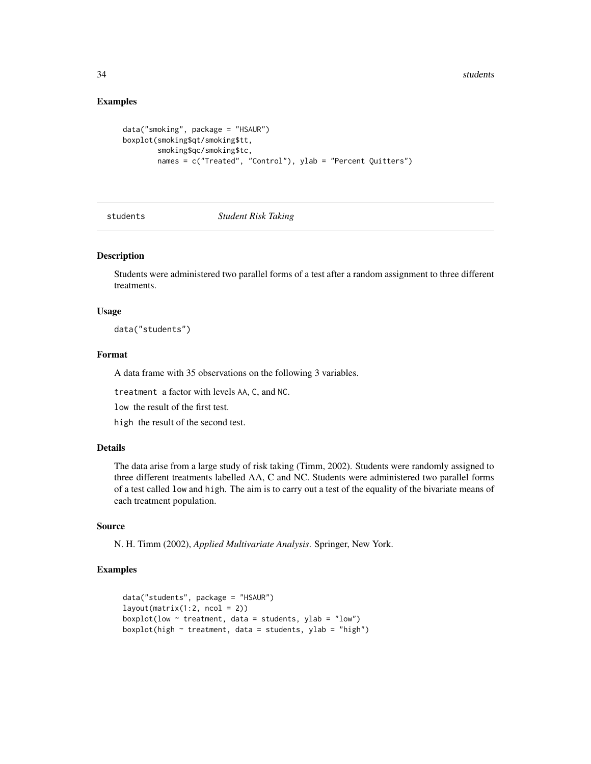## Examples

```
data("smoking", package = "HSAUR")
boxplot(smoking$qt/smoking$tt,
        smoking$qc/smoking$tc,
        names = c("Treated", "Control"), ylab = "Percent Quitters")
```

---

# students *Student Risk Taking*

---

## Description

Students were administered two parallel forms of a test after a random assignment to three different treatments.

## Usage

```
data("students")
```

## Format

A data frame with 35 observations on the following 3 variables.

`treatment` a factor with levels `AA`, `C`, and `NC`.

`low` the result of the first test.

`high` the result of the second test.

## Details

The data arise from a large study of risk taking (Timm, 2002). Students were randomly assigned to three different treatments labelled AA, C and NC. Students were administered two parallel forms of a test called `low` and `high`. The aim is to carry out a test of the equality of the bivariate means of each treatment population.

## Source

N. H. Timm (2002), *Applied Multivariate Analysis*. Springer, New York.

## Examples

```
data("students", package = "HSAUR")
layout(matrix(1:2, ncol = 2))
boxplot(low ~ treatment, data = students, ylab = "low")
boxplot(high ~ treatment, data = students, ylab = "high")
```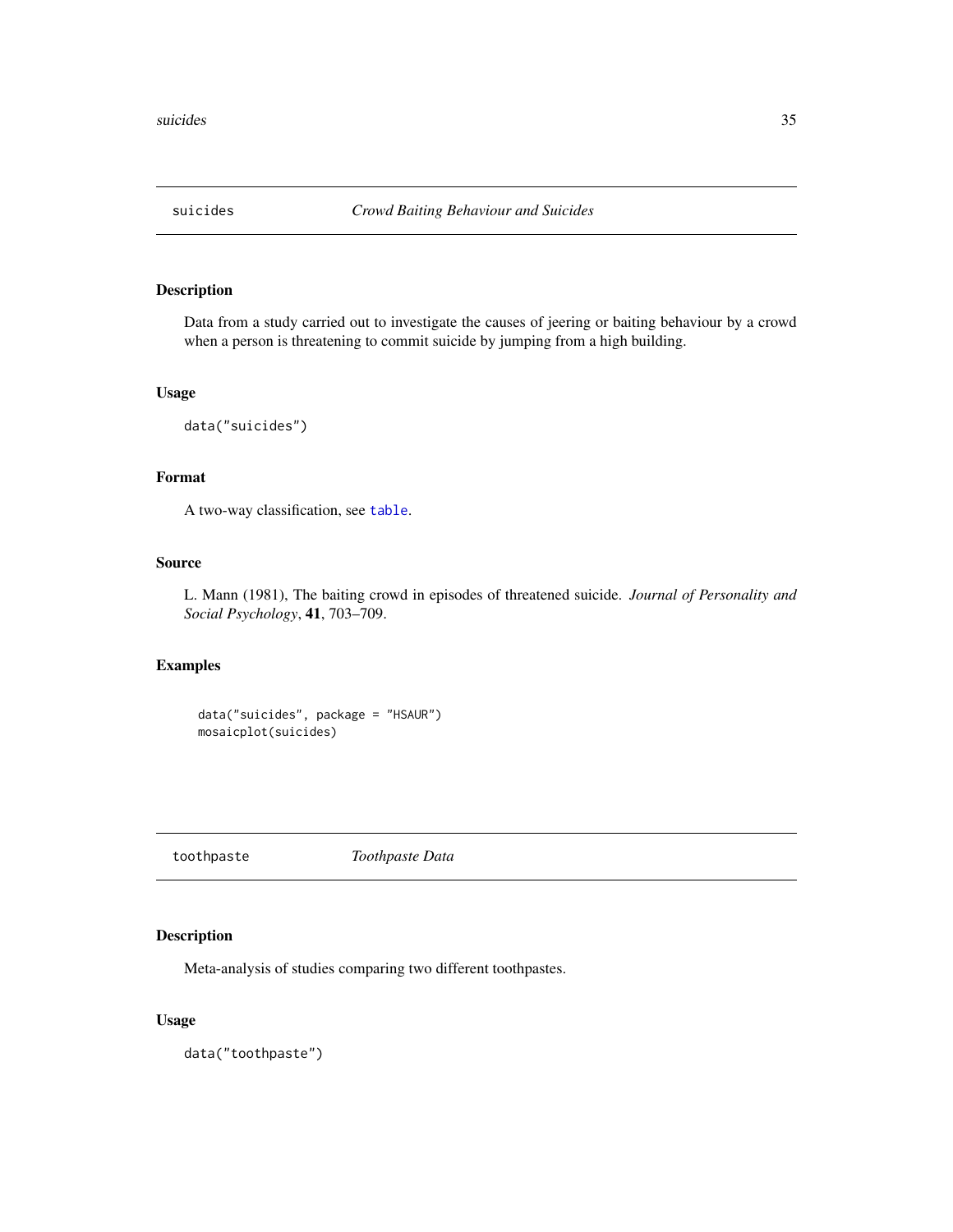## suicides — *Crowd Baiting Behaviour and Suicides*

### Description

Data from a study carried out to investigate the causes of jeering or baiting behaviour by a crowd when a person is threatening to commit suicide by jumping from a high building.

### Usage

```
data("suicides")
```

### Format

A two-way classification, see `table`.

### Source

L. Mann (1981), The baiting crowd in episodes of threatened suicide. *Journal of Personality and Social Psychology*, **41**, 703–709.

### Examples

```
data("suicides", package = "HSAUR")
mosaicplot(suicides)
```

## toothpaste — *Toothpaste Data*

### Description

Meta-analysis of studies comparing two different toothpastes.

### Usage

```
data("toothpaste")
```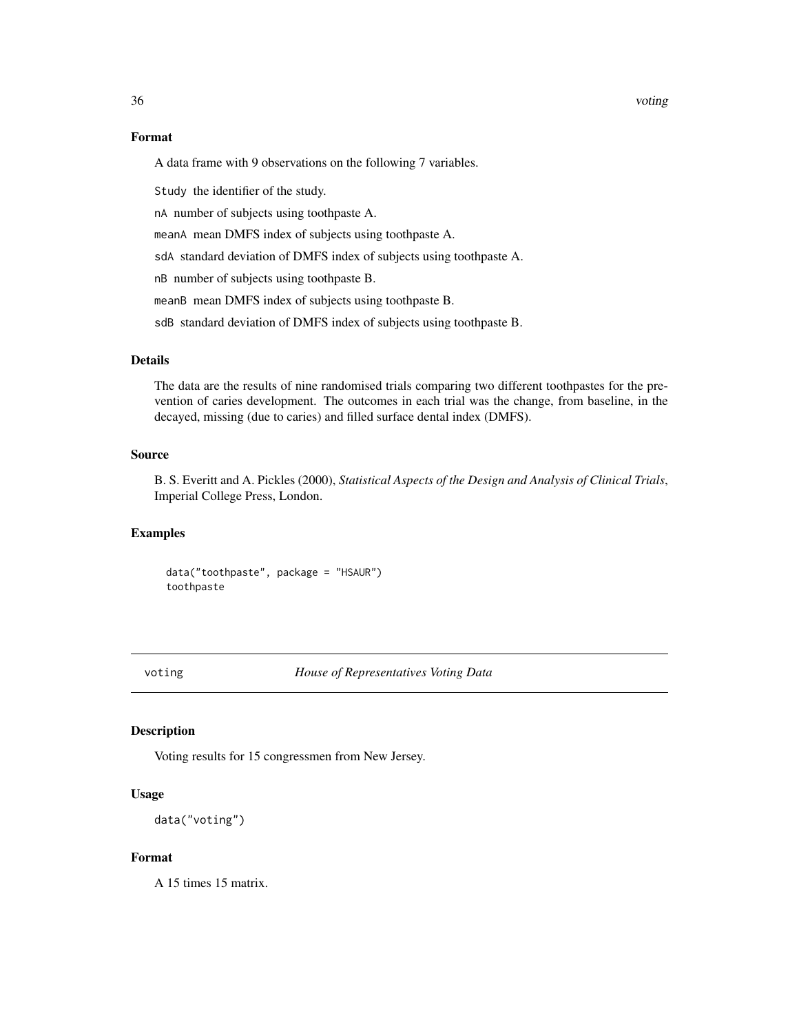### Format

A data frame with 9 observations on the following 7 variables.

`Study` the identifier of the study.

`nA` number of subjects using toothpaste A.

`meanA` mean DMFS index of subjects using toothpaste A.

`sdA` standard deviation of DMFS index of subjects using toothpaste A.

`nB` number of subjects using toothpaste B.

`meanB` mean DMFS index of subjects using toothpaste B.

`sdB` standard deviation of DMFS index of subjects using toothpaste B.

### Details

The data are the results of nine randomised trials comparing two different toothpastes for the prevention of caries development. The outcomes in each trial was the change, from baseline, in the decayed, missing (due to caries) and filled surface dental index (DMFS).

### Source

B. S. Everitt and A. Pickles (2000), *Statistical Aspects of the Design and Analysis of Clinical Trials*, Imperial College Press, London.

### Examples

```
data("toothpaste", package = "HSAUR")
toothpaste
```

---

## voting — *House of Representatives Voting Data*

### Description

Voting results for 15 congressmen from New Jersey.

### Usage

```
data("voting")
```

### Format

A 15 times 15 matrix.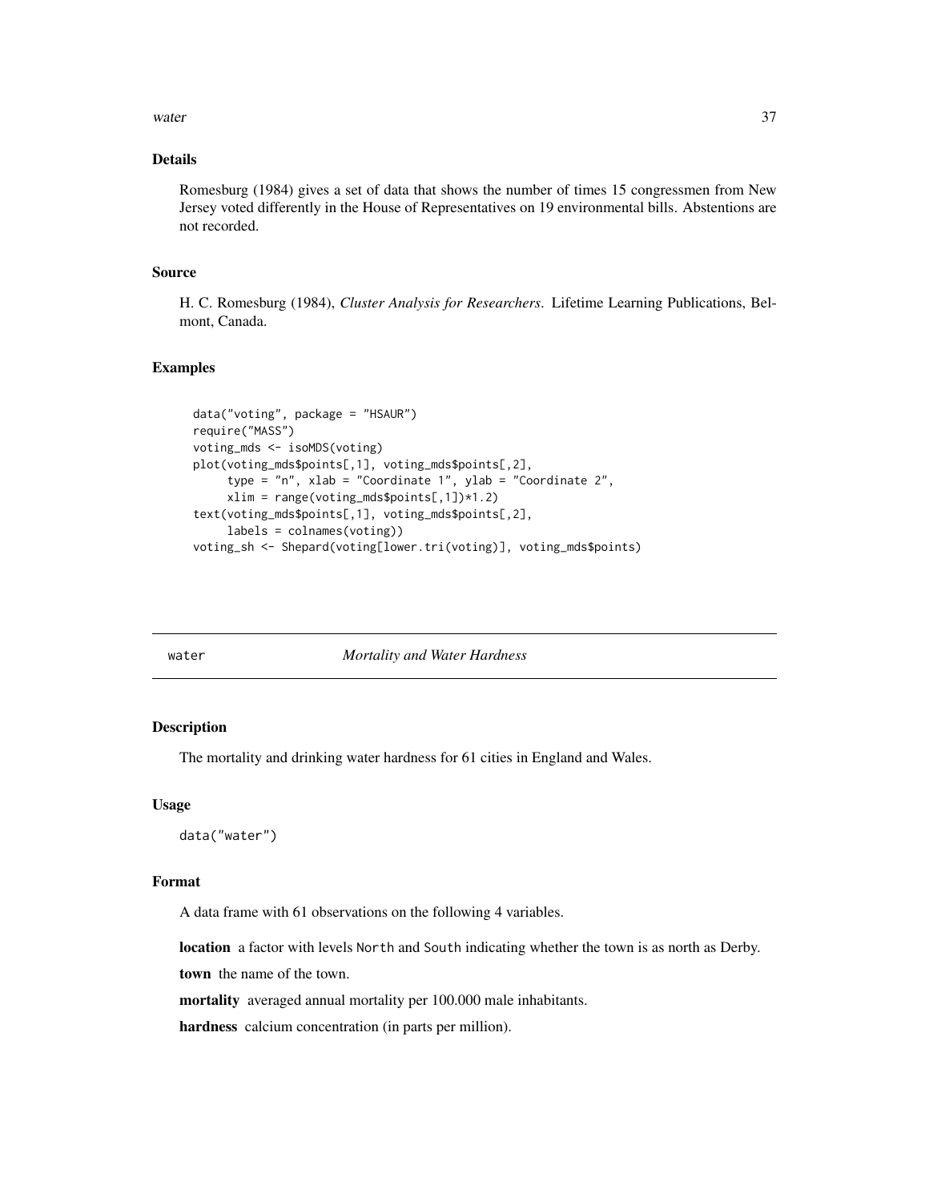## Details

Romesburg (1984) gives a set of data that shows the number of times 15 congressmen from New Jersey voted differently in the House of Representatives on 19 environmental bills. Abstentions are not recorded.

## Source

H. C. Romesburg (1984), *Cluster Analysis for Researchers*. Lifetime Learning Publications, Belmont, Canada.

## Examples

```
data("voting", package = "HSAUR")
require("MASS")
voting_mds <- isoMDS(voting)
plot(voting_mds$points[,1], voting_mds$points[,2],
     type = "n", xlab = "Coordinate 1", ylab = "Coordinate 2",
     xlim = range(voting_mds$points[,1])*1.2)
text(voting_mds$points[,1], voting_mds$points[,2],
     labels = colnames(voting))
voting_sh <- Shepard(voting[lower.tri(voting)], voting_mds$points)
```

---

# water *Mortality and Water Hardness*

## Description

The mortality and drinking water hardness for 61 cities in England and Wales.

## Usage

```
data("water")
```

## Format

A data frame with 61 observations on the following 4 variables.

**location** a factor with levels North and South indicating whether the town is as north as Derby.

**town** the name of the town.

**mortality** averaged annual mortality per 100.000 male inhabitants.

**hardness** calcium concentration (in parts per million).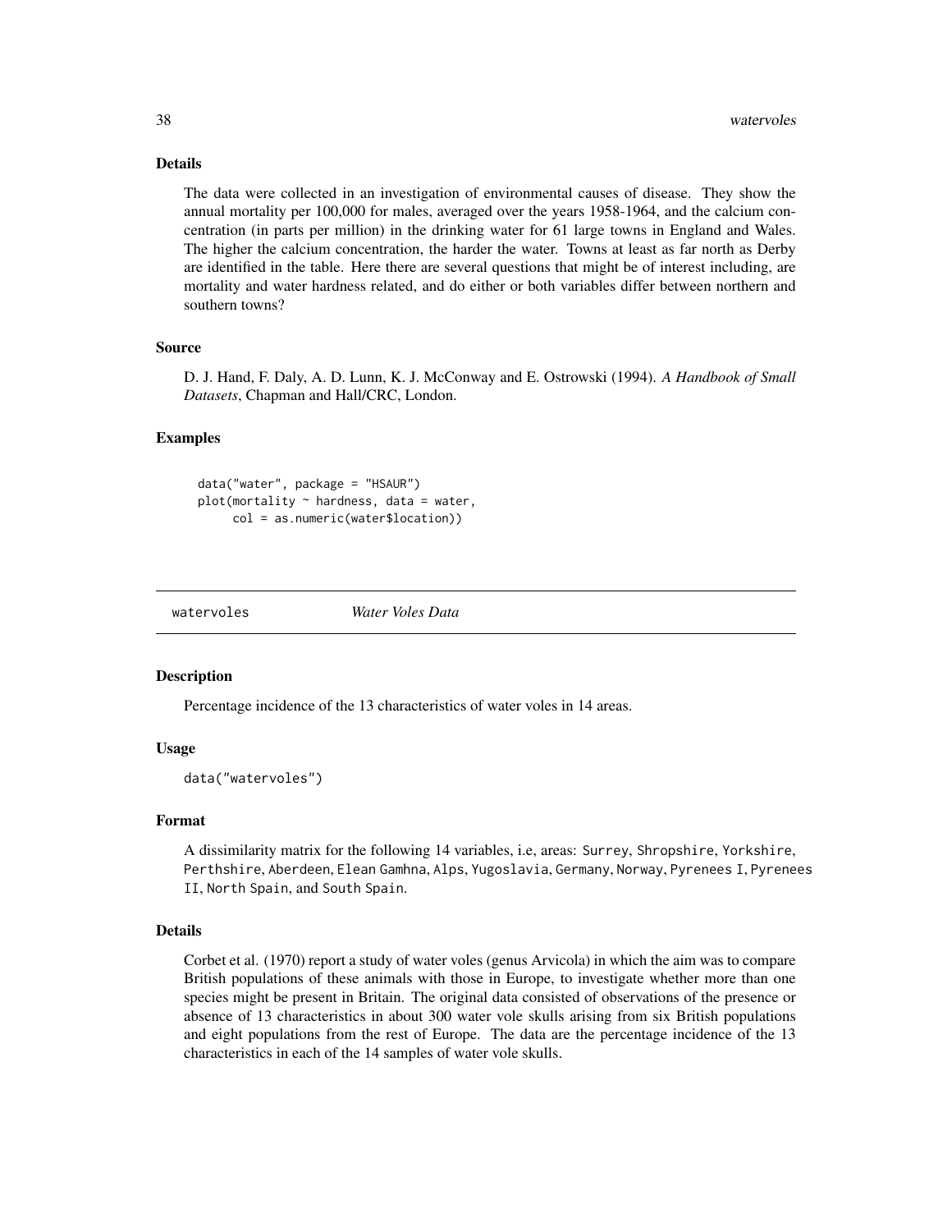### Details

The data were collected in an investigation of environmental causes of disease. They show the annual mortality per 100,000 for males, averaged over the years 1958-1964, and the calcium concentration (in parts per million) in the drinking water for 61 large towns in England and Wales. The higher the calcium concentration, the harder the water. Towns at least as far north as Derby are identified in the table. Here there are several questions that might be of interest including, are mortality and water hardness related, and do either or both variables differ between northern and southern towns?

### Source

D. J. Hand, F. Daly, A. D. Lunn, K. J. McConway and E. Ostrowski (1994). *A Handbook of Small Datasets*, Chapman and Hall/CRC, London.

### Examples

```
data("water", package = "HSAUR")
plot(mortality ~ hardness, data = water,
     col = as.numeric(water$location))
```

---

## watervoles *Water Voles Data*

### Description

Percentage incidence of the 13 characteristics of water voles in 14 areas.

### Usage

```
data("watervoles")
```

### Format

A dissimilarity matrix for the following 14 variables, i.e, areas: `Surrey`, `Shropshire`, `Yorkshire`, `Perthshire`, `Aberdeen`, `Elean Gamhna`, `Alps`, `Yugoslavia`, `Germany`, `Norway`, `Pyrenees I`, `Pyrenees II`, `North Spain`, and `South Spain`.

### Details

Corbet et al. (1970) report a study of water voles (genus Arvicola) in which the aim was to compare British populations of these animals with those in Europe, to investigate whether more than one species might be present in Britain. The original data consisted of observations of the presence or absence of 13 characteristics in about 300 water vole skulls arising from six British populations and eight populations from the rest of Europe. The data are the percentage incidence of the 13 characteristics in each of the 14 samples of water vole skulls.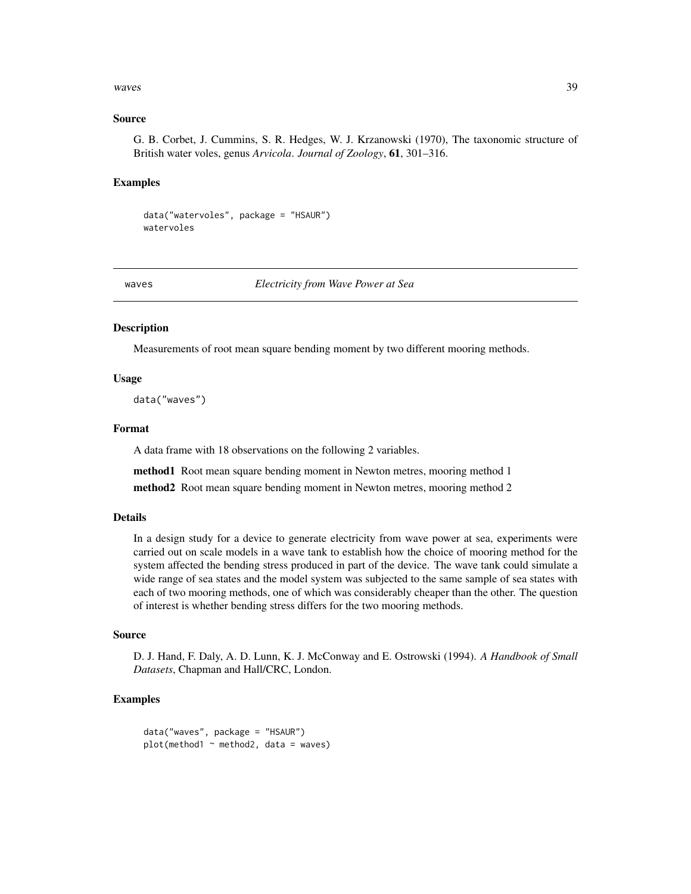### Source

G. B. Corbet, J. Cummins, S. R. Hedges, W. J. Krzanowski (1970), The taxonomic structure of British water voles, genus *Arvicola*. *Journal of Zoology*, **61**, 301–316.

### Examples

```
data("watervoles", package = "HSAUR")
watervoles
```

---

## waves — *Electricity from Wave Power at Sea*

### Description

Measurements of root mean square bending moment by two different mooring methods.

### Usage

```
data("waves")
```

### Format

A data frame with 18 observations on the following 2 variables.

**method1** Root mean square bending moment in Newton metres, mooring method 1

**method2** Root mean square bending moment in Newton metres, mooring method 2

### Details

In a design study for a device to generate electricity from wave power at sea, experiments were carried out on scale models in a wave tank to establish how the choice of mooring method for the system affected the bending stress produced in part of the device. The wave tank could simulate a wide range of sea states and the model system was subjected to the same sample of sea states with each of two mooring methods, one of which was considerably cheaper than the other. The question of interest is whether bending stress differs for the two mooring methods.

### Source

D. J. Hand, F. Daly, A. D. Lunn, K. J. McConway and E. Ostrowski (1994). *A Handbook of Small Datasets*, Chapman and Hall/CRC, London.

### Examples

```
data("waves", package = "HSAUR")
plot(method1 ~ method2, data = waves)
```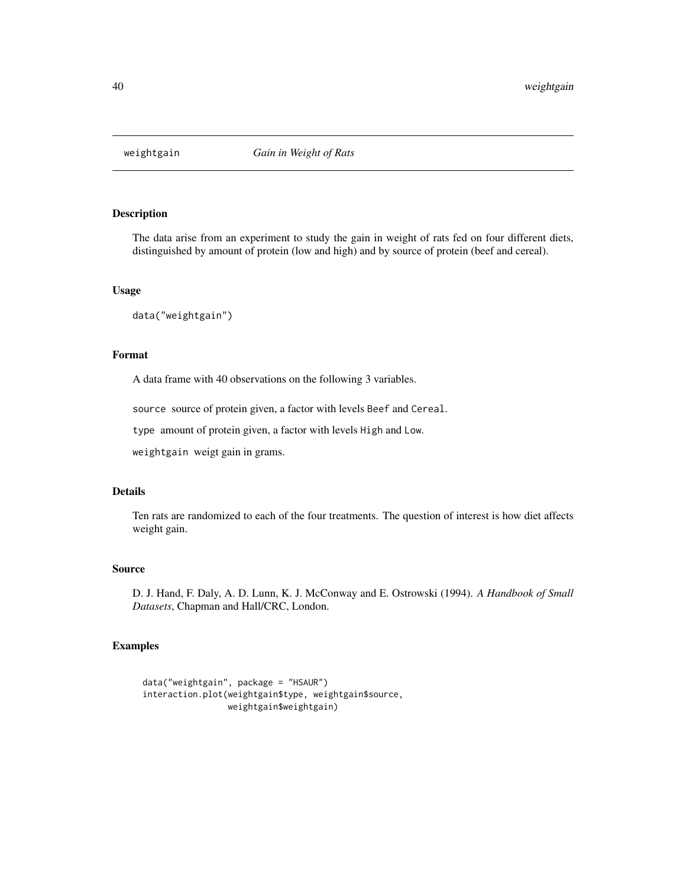## weightgain *Gain in Weight of Rats*

### Description

The data arise from an experiment to study the gain in weight of rats fed on four different diets, distinguished by amount of protein (low and high) and by source of protein (beef and cereal).

### Usage

```
data("weightgain")
```

### Format

A data frame with 40 observations on the following 3 variables.

`source` source of protein given, a factor with levels `Beef` and `Cereal`.

`type` amount of protein given, a factor with levels `High` and `Low`.

`weightgain` weigt gain in grams.

### Details

Ten rats are randomized to each of the four treatments. The question of interest is how diet affects weight gain.

### Source

D. J. Hand, F. Daly, A. D. Lunn, K. J. McConway and E. Ostrowski (1994). *A Handbook of Small Datasets*, Chapman and Hall/CRC, London.

### Examples

```
data("weightgain", package = "HSAUR")
interaction.plot(weightgain$type, weightgain$source,
                 weightgain$weightgain)
```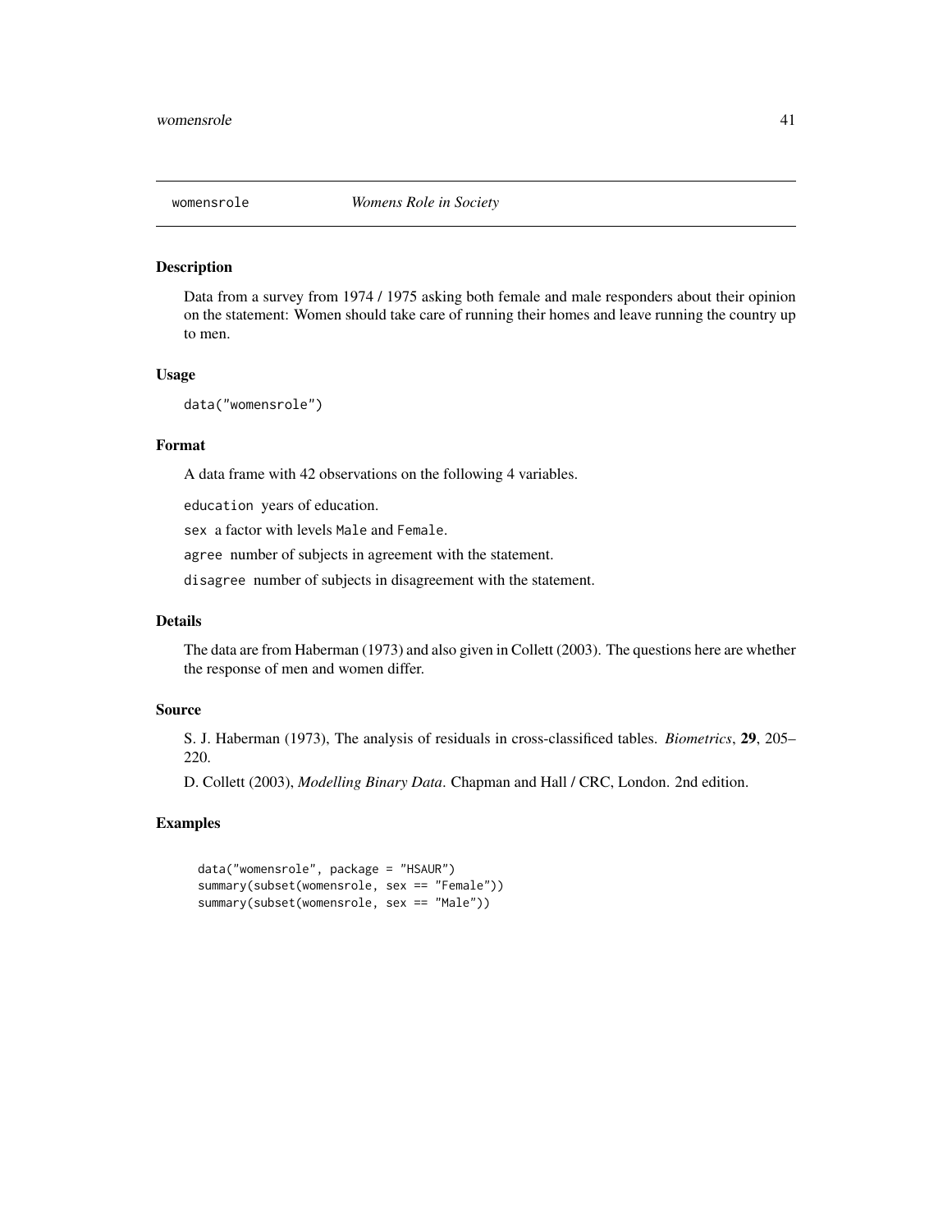## womensrole *Womens Role in Society*

### Description

Data from a survey from 1974 / 1975 asking both female and male responders about their opinion on the statement: Women should take care of running their homes and leave running the country up to men.

### Usage

```
data("womensrole")
```

### Format

A data frame with 42 observations on the following 4 variables.

`education` years of education.

`sex` a factor with levels `Male` and `Female`.

`agree` number of subjects in agreement with the statement.

`disagree` number of subjects in disagreement with the statement.

### Details

The data are from Haberman (1973) and also given in Collett (2003). The questions here are whether the response of men and women differ.

### Source

S. J. Haberman (1973), The analysis of residuals in cross-classificed tables. *Biometrics*, **29**, 205–220.

D. Collett (2003), *Modelling Binary Data*. Chapman and Hall / CRC, London. 2nd edition.

### Examples

```
data("womensrole", package = "HSAUR")
summary(subset(womensrole, sex == "Female"))
summary(subset(womensrole, sex == "Male"))
```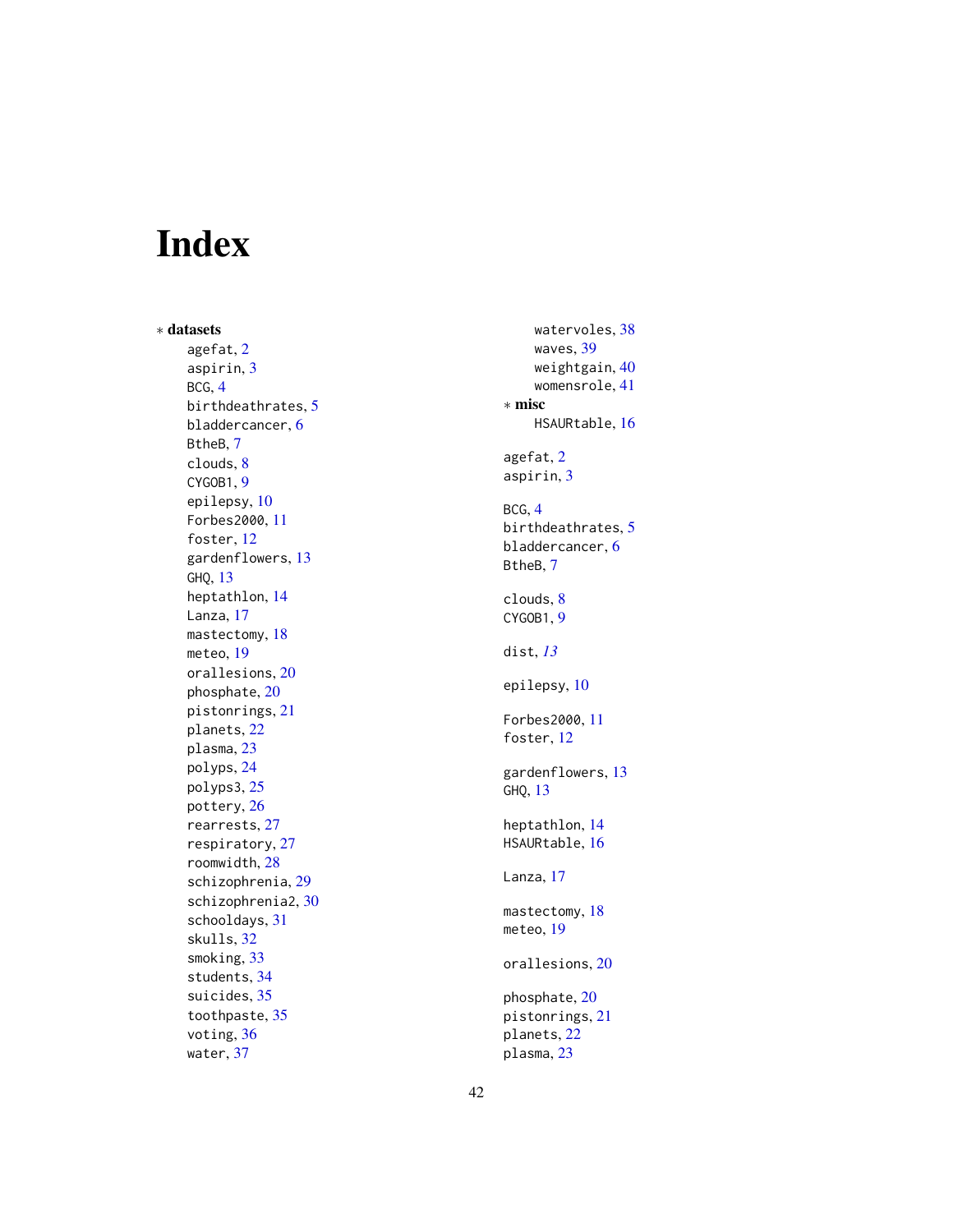# Index

* **datasets**
  - agefat, 2
  - aspirin, 3
  - BCG, 4
  - birthdeathrates, 5
  - bladdercancer, 6
  - BtheB, 7
  - clouds, 8
  - CYGOB1, 9
  - epilepsy, 10
  - Forbes2000, 11
  - foster, 12
  - gardenflowers, 13
  - GHQ, 13
  - heptathlon, 14
  - Lanza, 17
  - mastectomy, 18
  - meteo, 19
  - orallesions, 20
  - phosphate, 20
  - pistonrings, 21
  - planets, 22
  - plasma, 23
  - polyps, 24
  - polyps3, 25
  - pottery, 26
  - rearrests, 27
  - respiratory, 27
  - roomwidth, 28
  - schizophrenia, 29
  - schizophrenia2, 30
  - schooldays, 31
  - skulls, 32
  - smoking, 33
  - students, 34
  - suicides, 35
  - toothpaste, 35
  - voting, 36
  - water, 37
  - watervoles, 38
  - waves, 39
  - weightgain, 40
  - womensrole, 41

* **misc**
  - HSAURtable, 16

agefat, 2
aspirin, 3

BCG, 4
birthdeathrates, 5
bladdercancer, 6
BtheB, 7

clouds, 8
CYGOB1, 9

dist, *13*

epilepsy, 10

Forbes2000, 11
foster, 12

gardenflowers, 13
GHQ, 13

heptathlon, 14
HSAURtable, 16

Lanza, 17

mastectomy, 18
meteo, 19

orallesions, 20

phosphate, 20
pistonrings, 21
planets, 22
plasma, 23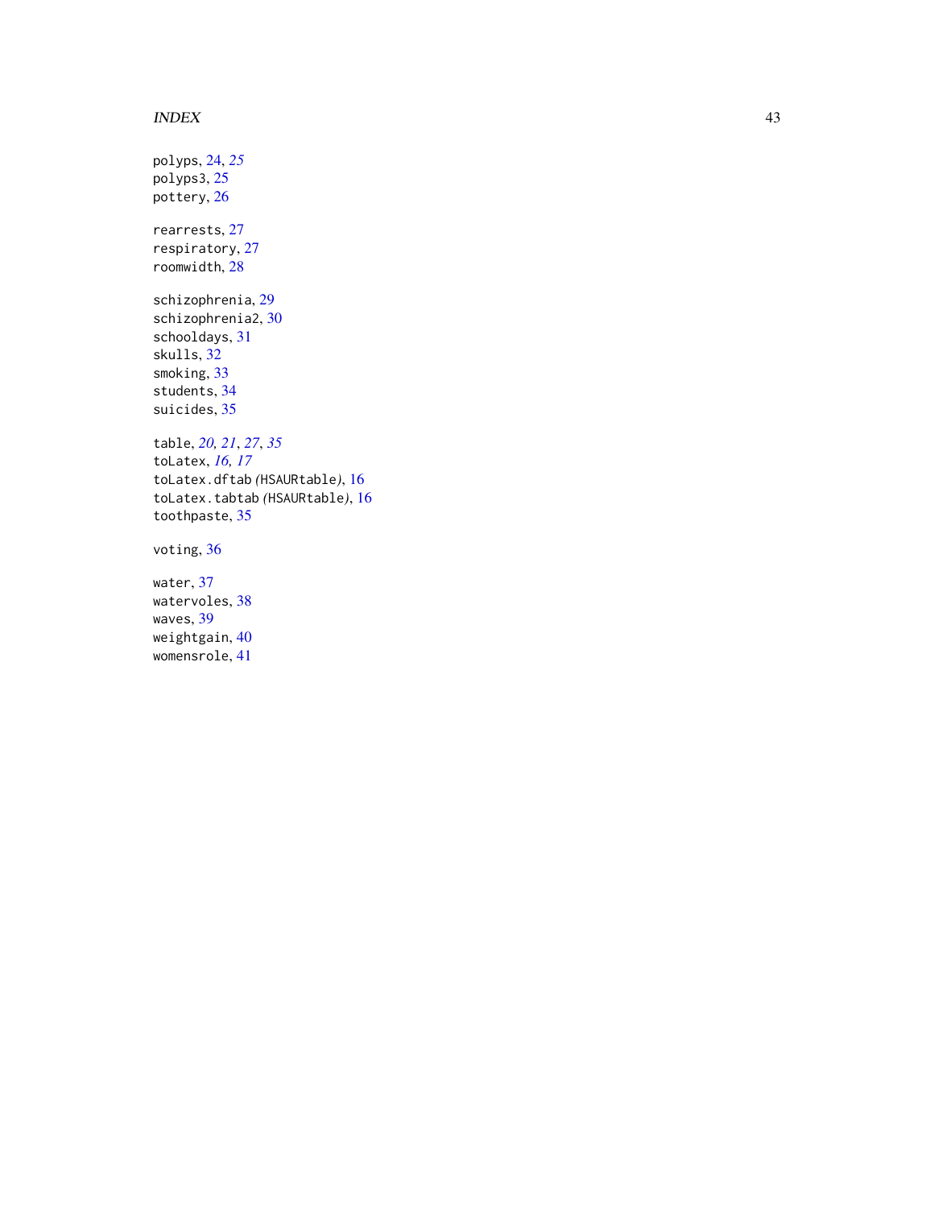polyps, 24, *25*
polyps3, 25
pottery, 26

rearrests, 27
respiratory, 27
roomwidth, 28

schizophrenia, 29
schizophrenia2, 30
schooldays, 31
skulls, 32
smoking, 33
students, 34
suicides, 35

table, *20, 21*, *27*, *35*
toLatex, *16, 17*
toLatex.dftab *(*HSAURtable*)*, 16
toLatex.tabtab *(*HSAURtable*)*, 16
toothpaste, 35

voting, 36

water, 37
watervoles, 38
waves, 39
weightgain, 40
womensrole, 41